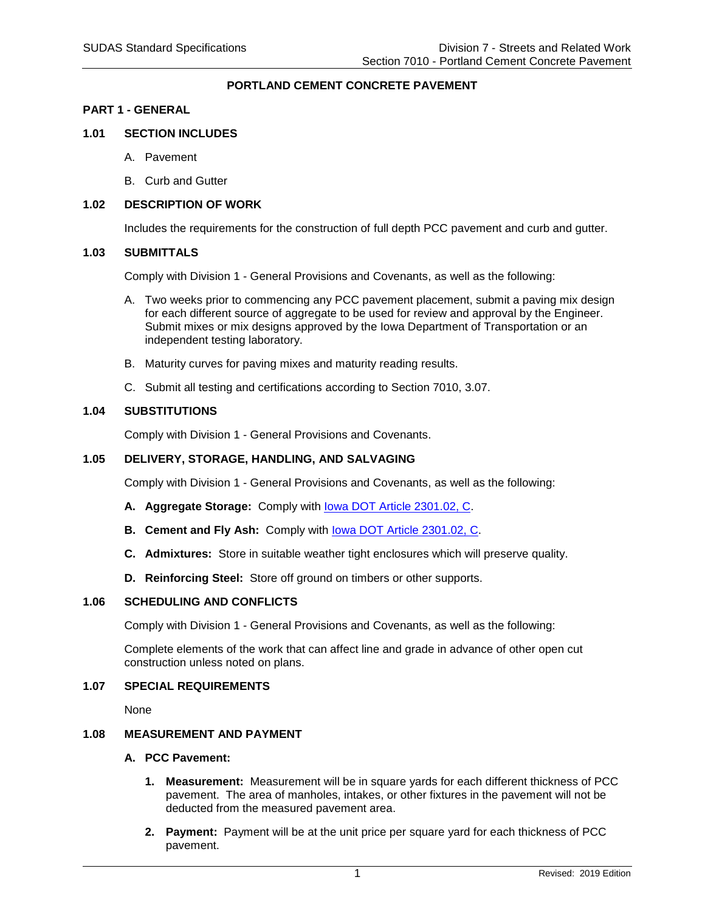# PORTLAND CEMENT CONCRETE PAVEMENT

## PART 1 - GENERAL

### 1.01 SECTION INCLUDES

A. Pavement

B. Curb and Gutter

### 1.02 DESCRIPTION OF WORK

Includes the requirements for the construction of full depth PCC pavement and curb and gutter.

### 1.03 SUBMITTALS

Comply with Division 1 - General Provisions and Covenants, as well as the following:

A. Two weeks prior to commencing any PCC pavement placement, submit a paving mix design for each different source of aggregate to be used for review and approval by the Engineer. Submit mixes or mix designs approved by the Iowa Department of Transportation or an independent testing laboratory.

B. Maturity curves for paving mixes and maturity reading results.

C. Submit all testing and certifications according to Section 7010, 3.07.

### 1.04 SUBSTITUTIONS

Comply with Division 1 - General Provisions and Covenants.

### 1.05 DELIVERY, STORAGE, HANDLING, AND SALVAGING

Comply with Division 1 - General Provisions and Covenants, as well as the following:

**A. Aggregate Storage:** Comply with Iowa DOT Article 2301.02, C.

**B. Cement and Fly Ash:** Comply with Iowa DOT Article 2301.02, C.

**C. Admixtures:** Store in suitable weather tight enclosures which will preserve quality.

**D. Reinforcing Steel:** Store off ground on timbers or other supports.

### 1.06 SCHEDULING AND CONFLICTS

Comply with Division 1 - General Provisions and Covenants, as well as the following:

Complete elements of the work that can affect line and grade in advance of other open cut construction unless noted on plans.

### 1.07 SPECIAL REQUIREMENTS

None

### 1.08 MEASUREMENT AND PAYMENT

**A. PCC Pavement:**

1. **Measurement:** Measurement will be in square yards for each different thickness of PCC pavement. The area of manholes, intakes, or other fixtures in the pavement will not be deducted from the measured pavement area.

2. **Payment:** Payment will be at the unit price per square yard for each thickness of PCC pavement.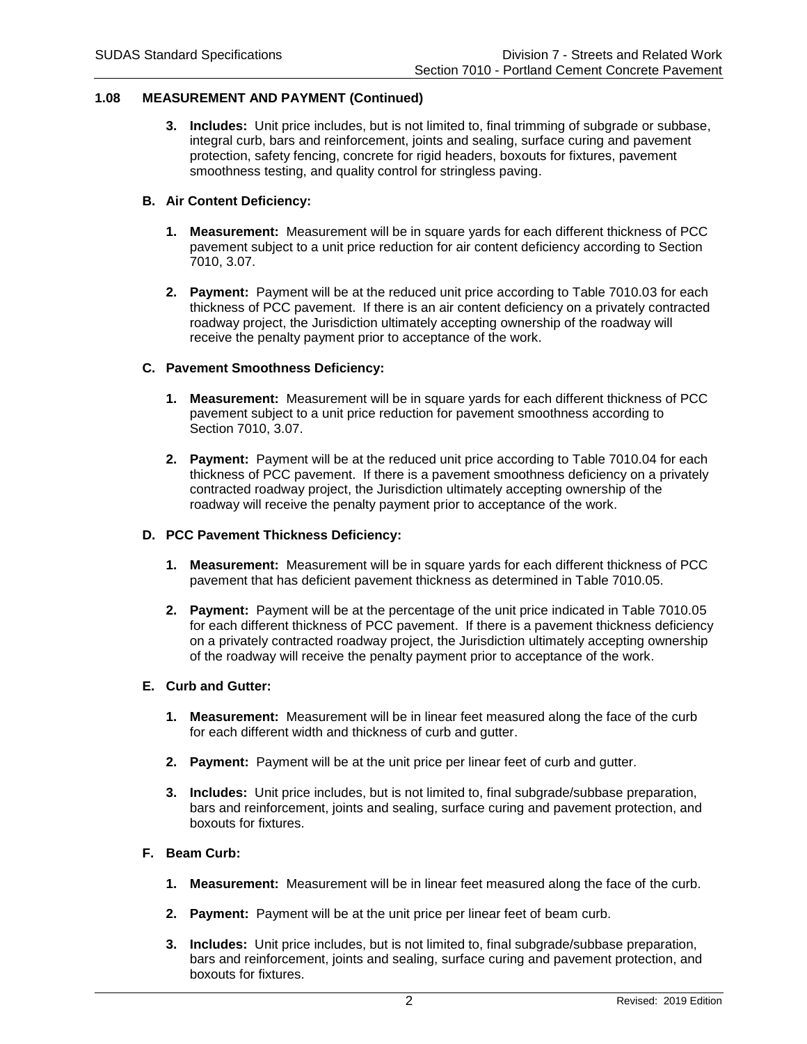## 1.08 MEASUREMENT AND PAYMENT (Continued)

3. **Includes:** Unit price includes, but is not limited to, final trimming of subgrade or subbase, integral curb, bars and reinforcement, joints and sealing, surface curing and pavement protection, safety fencing, concrete for rigid headers, boxouts for fixtures, pavement smoothness testing, and quality control for stringless paving.

### B. Air Content Deficiency:

1. **Measurement:** Measurement will be in square yards for each different thickness of PCC pavement subject to a unit price reduction for air content deficiency according to Section 7010, 3.07.

2. **Payment:** Payment will be at the reduced unit price according to Table 7010.03 for each thickness of PCC pavement. If there is an air content deficiency on a privately contracted roadway project, the Jurisdiction ultimately accepting ownership of the roadway will receive the penalty payment prior to acceptance of the work.

### C. Pavement Smoothness Deficiency:

1. **Measurement:** Measurement will be in square yards for each different thickness of PCC pavement subject to a unit price reduction for pavement smoothness according to Section 7010, 3.07.

2. **Payment:** Payment will be at the reduced unit price according to Table 7010.04 for each thickness of PCC pavement. If there is a pavement smoothness deficiency on a privately contracted roadway project, the Jurisdiction ultimately accepting ownership of the roadway will receive the penalty payment prior to acceptance of the work.

### D. PCC Pavement Thickness Deficiency:

1. **Measurement:** Measurement will be in square yards for each different thickness of PCC pavement that has deficient pavement thickness as determined in Table 7010.05.

2. **Payment:** Payment will be at the percentage of the unit price indicated in Table 7010.05 for each different thickness of PCC pavement. If there is a pavement thickness deficiency on a privately contracted roadway project, the Jurisdiction ultimately accepting ownership of the roadway will receive the penalty payment prior to acceptance of the work.

### E. Curb and Gutter:

1. **Measurement:** Measurement will be in linear feet measured along the face of the curb for each different width and thickness of curb and gutter.

2. **Payment:** Payment will be at the unit price per linear feet of curb and gutter.

3. **Includes:** Unit price includes, but is not limited to, final subgrade/subbase preparation, bars and reinforcement, joints and sealing, surface curing and pavement protection, and boxouts for fixtures.

### F. Beam Curb:

1. **Measurement:** Measurement will be in linear feet measured along the face of the curb.

2. **Payment:** Payment will be at the unit price per linear feet of beam curb.

3. **Includes:** Unit price includes, but is not limited to, final subgrade/subbase preparation, bars and reinforcement, joints and sealing, surface curing and pavement protection, and boxouts for fixtures.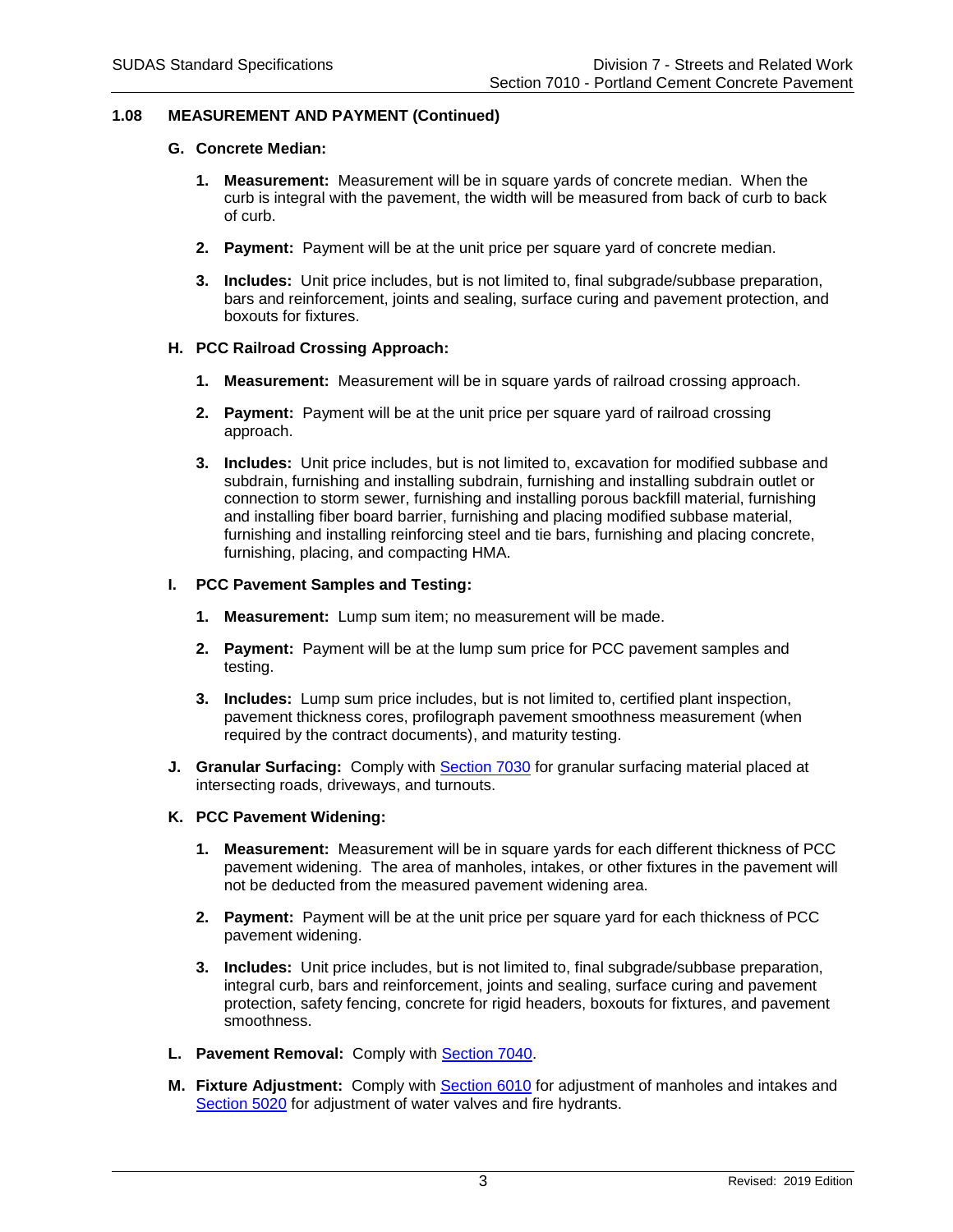## 1.08 MEASUREMENT AND PAYMENT (Continued)

### G. Concrete Median:

1. **Measurement:** Measurement will be in square yards of concrete median. When the curb is integral with the pavement, the width will be measured from back of curb to back of curb.

2. **Payment:** Payment will be at the unit price per square yard of concrete median.

3. **Includes:** Unit price includes, but is not limited to, final subgrade/subbase preparation, bars and reinforcement, joints and sealing, surface curing and pavement protection, and boxouts for fixtures.

### H. PCC Railroad Crossing Approach:

1. **Measurement:** Measurement will be in square yards of railroad crossing approach.

2. **Payment:** Payment will be at the unit price per square yard of railroad crossing approach.

3. **Includes:** Unit price includes, but is not limited to, excavation for modified subbase and subdrain, furnishing and installing subdrain, furnishing and installing subdrain outlet or connection to storm sewer, furnishing and installing porous backfill material, furnishing and installing fiber board barrier, furnishing and placing modified subbase material, furnishing and installing reinforcing steel and tie bars, furnishing and placing concrete, furnishing, placing, and compacting HMA.

### I. PCC Pavement Samples and Testing:

1. **Measurement:** Lump sum item; no measurement will be made.

2. **Payment:** Payment will be at the lump sum price for PCC pavement samples and testing.

3. **Includes:** Lump sum price includes, but is not limited to, certified plant inspection, pavement thickness cores, profilograph pavement smoothness measurement (when required by the contract documents), and maturity testing.

### J. Granular Surfacing:
Comply with Section 7030 for granular surfacing material placed at intersecting roads, driveways, and turnouts.

### K. PCC Pavement Widening:

1. **Measurement:** Measurement will be in square yards for each different thickness of PCC pavement widening. The area of manholes, intakes, or other fixtures in the pavement will not be deducted from the measured pavement widening area.

2. **Payment:** Payment will be at the unit price per square yard for each thickness of PCC pavement widening.

3. **Includes:** Unit price includes, but is not limited to, final subgrade/subbase preparation, integral curb, bars and reinforcement, joints and sealing, surface curing and pavement protection, safety fencing, concrete for rigid headers, boxouts for fixtures, and pavement smoothness.

### L. Pavement Removal:
Comply with Section 7040.

### M. Fixture Adjustment:
Comply with Section 6010 for adjustment of manholes and intakes and Section 5020 for adjustment of water valves and fire hydrants.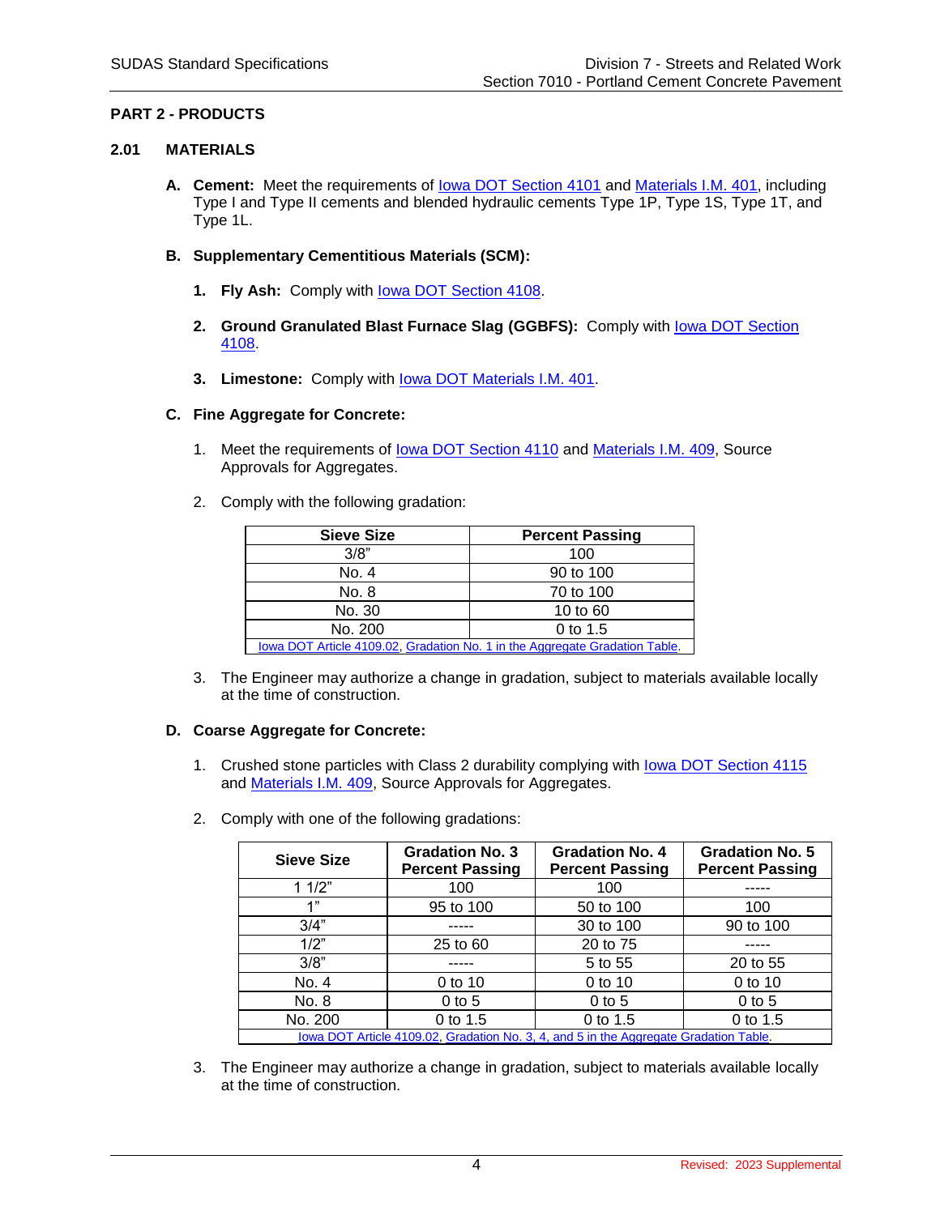## PART 2 - PRODUCTS

### 2.01 MATERIALS

**A. Cement:** Meet the requirements of Iowa DOT Section 4101 and Materials I.M. 401, including Type I and Type II cements and blended hydraulic cements Type 1P, Type 1S, Type 1T, and Type 1L.

**B. Supplementary Cementitious Materials (SCM):**

1. **Fly Ash:** Comply with Iowa DOT Section 4108.

2. **Ground Granulated Blast Furnace Slag (GGBFS):** Comply with Iowa DOT Section 4108.

3. **Limestone:** Comply with Iowa DOT Materials I.M. 401.

**C. Fine Aggregate for Concrete:**

1. Meet the requirements of Iowa DOT Section 4110 and Materials I.M. 409, Source Approvals for Aggregates.

2. Comply with the following gradation:

| Sieve Size | Percent Passing |
|---|---|
| 3/8" | 100 |
| No. 4 | 90 to 100 |
| No. 8 | 70 to 100 |
| No. 30 | 10 to 60 |
| No. 200 | 0 to 1.5 |
| Iowa DOT Article 4109.02, Gradation No. 1 in the Aggregate Gradation Table. | |

3. The Engineer may authorize a change in gradation, subject to materials available locally at the time of construction.

**D. Coarse Aggregate for Concrete:**

1. Crushed stone particles with Class 2 durability complying with Iowa DOT Section 4115 and Materials I.M. 409, Source Approvals for Aggregates.

2. Comply with one of the following gradations:

| Sieve Size | Gradation No. 3 Percent Passing | Gradation No. 4 Percent Passing | Gradation No. 5 Percent Passing |
|---|---|---|---|
| 1 1/2" | 100 | 100 | ----- |
| 1" | 95 to 100 | 50 to 100 | 100 |
| 3/4" | ----- | 30 to 100 | 90 to 100 |
| 1/2" | 25 to 60 | 20 to 75 | ----- |
| 3/8" | ----- | 5 to 55 | 20 to 55 |
| No. 4 | 0 to 10 | 0 to 10 | 0 to 10 |
| No. 8 | 0 to 5 | 0 to 5 | 0 to 5 |
| No. 200 | 0 to 1.5 | 0 to 1.5 | 0 to 1.5 |
| Iowa DOT Article 4109.02, Gradation No. 3, 4, and 5 in the Aggregate Gradation Table. | | | |

3. The Engineer may authorize a change in gradation, subject to materials available locally at the time of construction.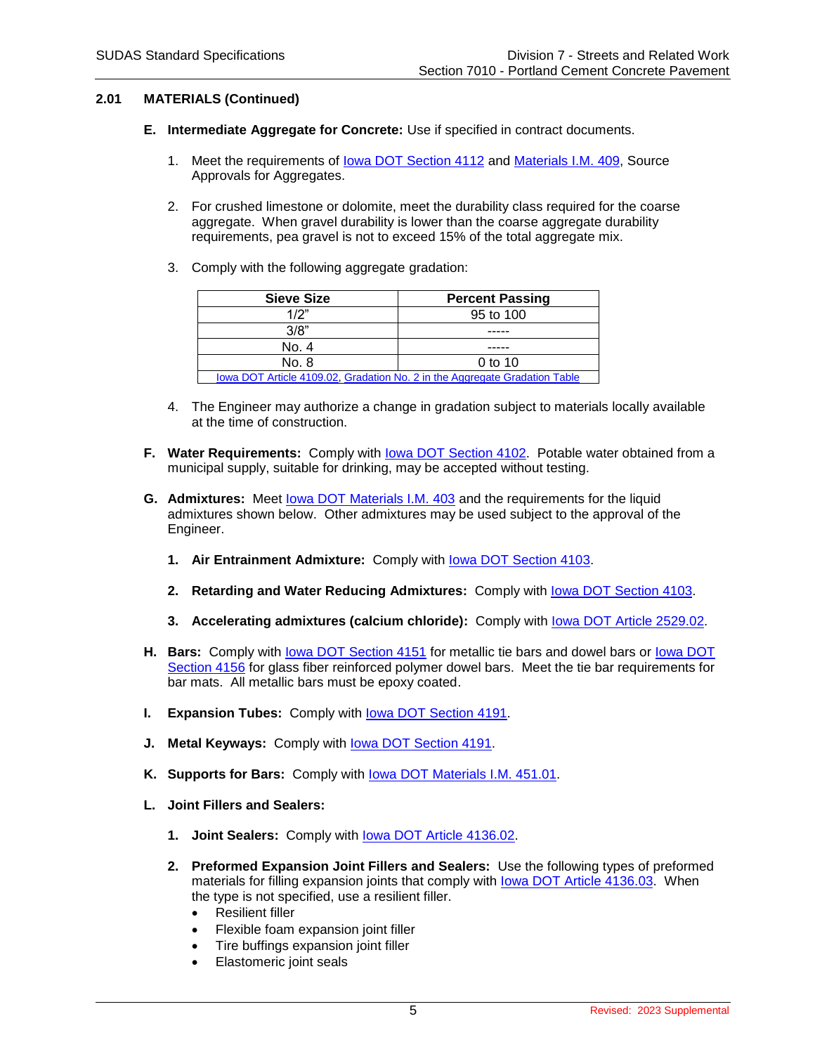## 2.01 MATERIALS (Continued)

**E. Intermediate Aggregate for Concrete:** Use if specified in contract documents.

1. Meet the requirements of Iowa DOT Section 4112 and Materials I.M. 409, Source Approvals for Aggregates.

2. For crushed limestone or dolomite, meet the durability class required for the coarse aggregate. When gravel durability is lower than the coarse aggregate durability requirements, pea gravel is not to exceed 15% of the total aggregate mix.

3. Comply with the following aggregate gradation:

| Sieve Size | Percent Passing |
|---|---|
| 1/2" | 95 to 100 |
| 3/8" | ----- |
| No. 4 | ----- |
| No. 8 | 0 to 10 |
| Iowa DOT Article 4109.02, Gradation No. 2 in the Aggregate Gradation Table | |

4. The Engineer may authorize a change in gradation subject to materials locally available at the time of construction.

**F. Water Requirements:** Comply with Iowa DOT Section 4102. Potable water obtained from a municipal supply, suitable for drinking, may be accepted without testing.

**G. Admixtures:** Meet Iowa DOT Materials I.M. 403 and the requirements for the liquid admixtures shown below. Other admixtures may be used subject to the approval of the Engineer.

1. **Air Entrainment Admixture:** Comply with Iowa DOT Section 4103.

2. **Retarding and Water Reducing Admixtures:** Comply with Iowa DOT Section 4103.

3. **Accelerating admixtures (calcium chloride):** Comply with Iowa DOT Article 2529.02.

**H. Bars:** Comply with Iowa DOT Section 4151 for metallic tie bars and dowel bars or Iowa DOT Section 4156 for glass fiber reinforced polymer dowel bars. Meet the tie bar requirements for bar mats. All metallic bars must be epoxy coated.

**I. Expansion Tubes:** Comply with Iowa DOT Section 4191.

**J. Metal Keyways:** Comply with Iowa DOT Section 4191.

**K. Supports for Bars:** Comply with Iowa DOT Materials I.M. 451.01.

**L. Joint Fillers and Sealers:**

1. **Joint Sealers:** Comply with Iowa DOT Article 4136.02.

2. **Preformed Expansion Joint Fillers and Sealers:** Use the following types of preformed materials for filling expansion joints that comply with Iowa DOT Article 4136.03. When the type is not specified, use a resilient filler.
   - Resilient filler
   - Flexible foam expansion joint filler
   - Tire buffings expansion joint filler
   - Elastomeric joint seals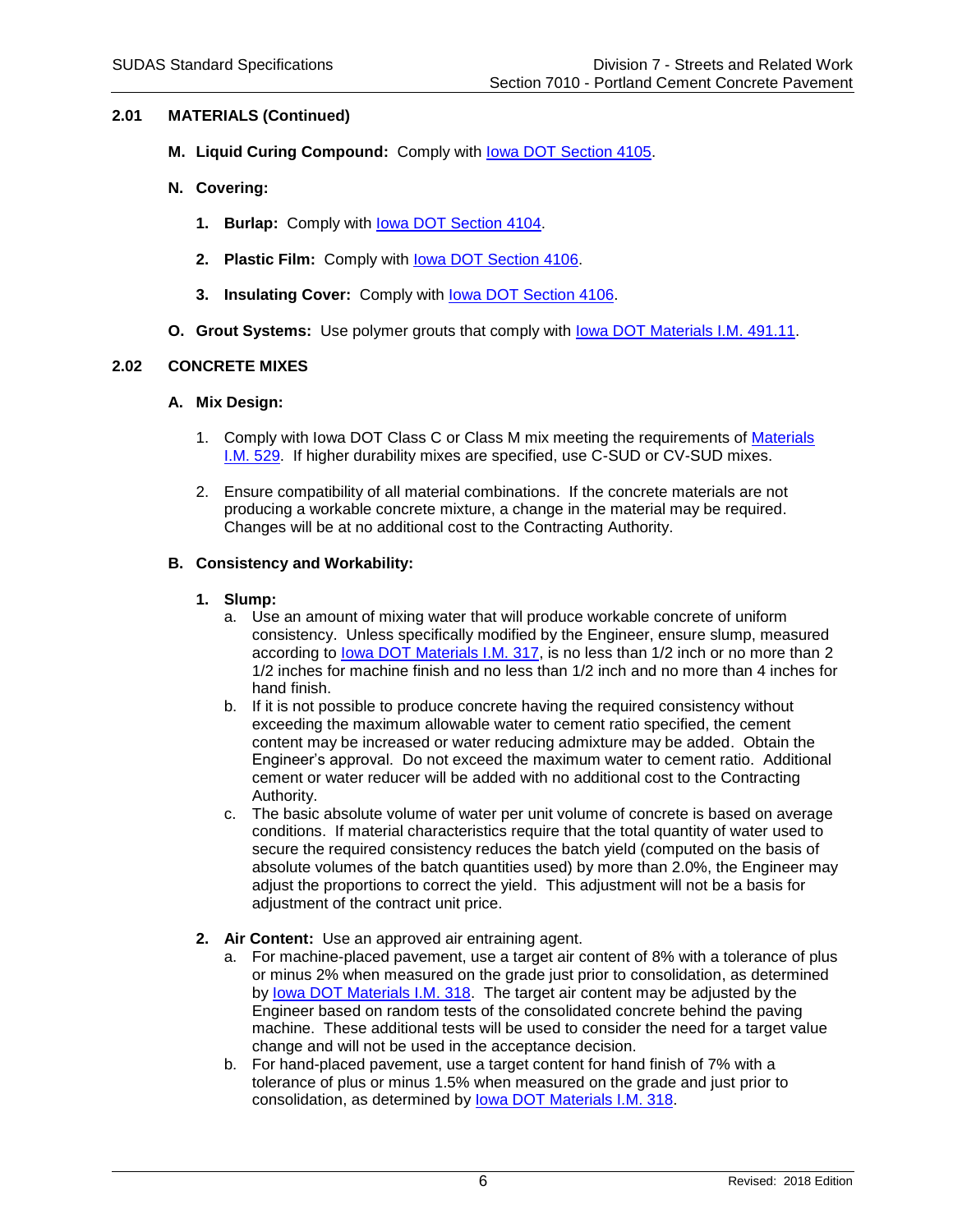## 2.01 MATERIALS (Continued)

**M. Liquid Curing Compound:** Comply with Iowa DOT Section 4105.

**N. Covering:**

1. **Burlap:** Comply with Iowa DOT Section 4104.

2. **Plastic Film:** Comply with Iowa DOT Section 4106.

3. **Insulating Cover:** Comply with Iowa DOT Section 4106.

**O. Grout Systems:** Use polymer grouts that comply with Iowa DOT Materials I.M. 491.11.

## 2.02 CONCRETE MIXES

**A. Mix Design:**

1. Comply with Iowa DOT Class C or Class M mix meeting the requirements of Materials I.M. 529. If higher durability mixes are specified, use C-SUD or CV-SUD mixes.

2. Ensure compatibility of all material combinations. If the concrete materials are not producing a workable concrete mixture, a change in the material may be required. Changes will be at no additional cost to the Contracting Authority.

**B. Consistency and Workability:**

1. **Slump:**
   a. Use an amount of mixing water that will produce workable concrete of uniform consistency. Unless specifically modified by the Engineer, ensure slump, measured according to Iowa DOT Materials I.M. 317, is no less than 1/2 inch or no more than 2 1/2 inches for machine finish and no less than 1/2 inch and no more than 4 inches for hand finish.
   b. If it is not possible to produce concrete having the required consistency without exceeding the maximum allowable water to cement ratio specified, the cement content may be increased or water reducing admixture may be added. Obtain the Engineer's approval. Do not exceed the maximum water to cement ratio. Additional cement or water reducer will be added with no additional cost to the Contracting Authority.
   c. The basic absolute volume of water per unit volume of concrete is based on average conditions. If material characteristics require that the total quantity of water used to secure the required consistency reduces the batch yield (computed on the basis of absolute volumes of the batch quantities used) by more than 2.0%, the Engineer may adjust the proportions to correct the yield. This adjustment will not be a basis for adjustment of the contract unit price.

2. **Air Content:** Use an approved air entraining agent.
   a. For machine-placed pavement, use a target air content of 8% with a tolerance of plus or minus 2% when measured on the grade just prior to consolidation, as determined by Iowa DOT Materials I.M. 318. The target air content may be adjusted by the Engineer based on random tests of the consolidated concrete behind the paving machine. These additional tests will be used to consider the need for a target value change and will not be used in the acceptance decision.
   b. For hand-placed pavement, use a target content for hand finish of 7% with a tolerance of plus or minus 1.5% when measured on the grade and just prior to consolidation, as determined by Iowa DOT Materials I.M. 318.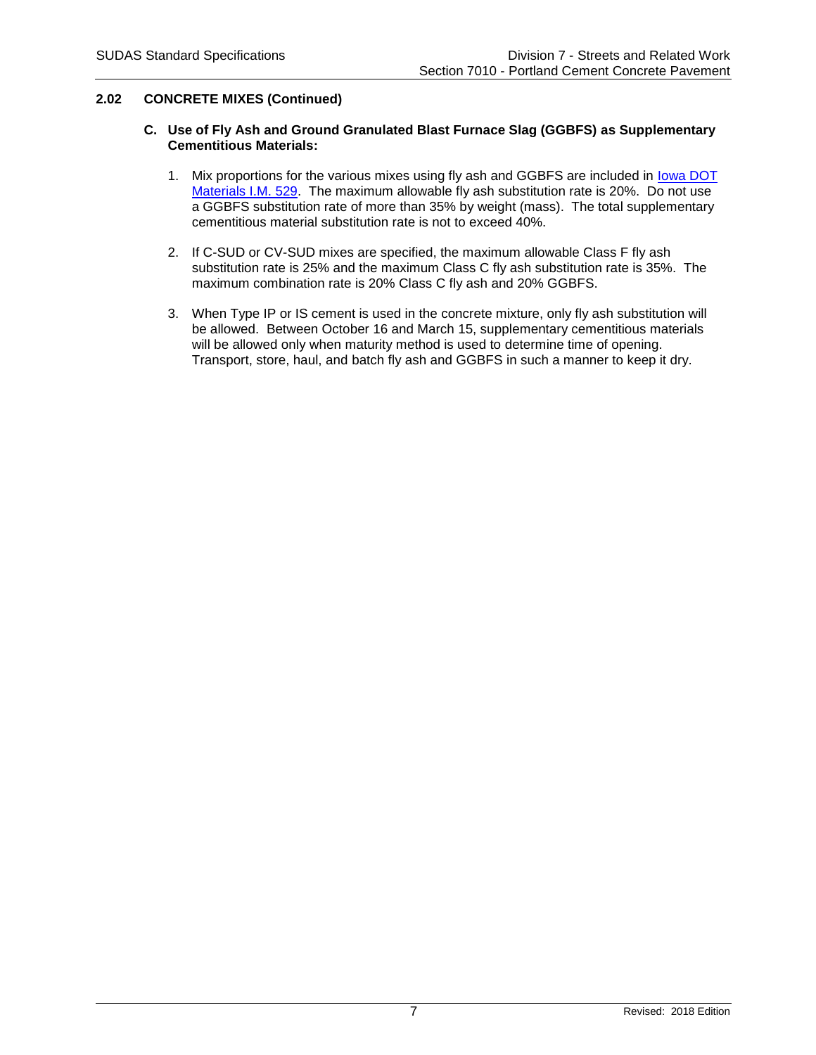## 2.02 CONCRETE MIXES (Continued)

### C. Use of Fly Ash and Ground Granulated Blast Furnace Slag (GGBFS) as Supplementary Cementitious Materials:

1. Mix proportions for the various mixes using fly ash and GGBFS are included in Iowa DOT Materials I.M. 529. The maximum allowable fly ash substitution rate is 20%. Do not use a GGBFS substitution rate of more than 35% by weight (mass). The total supplementary cementitious material substitution rate is not to exceed 40%.

2. If C-SUD or CV-SUD mixes are specified, the maximum allowable Class F fly ash substitution rate is 25% and the maximum Class C fly ash substitution rate is 35%. The maximum combination rate is 20% Class C fly ash and 20% GGBFS.

3. When Type IP or IS cement is used in the concrete mixture, only fly ash substitution will be allowed. Between October 16 and March 15, supplementary cementitious materials will be allowed only when maturity method is used to determine time of opening. Transport, store, haul, and batch fly ash and GGBFS in such a manner to keep it dry.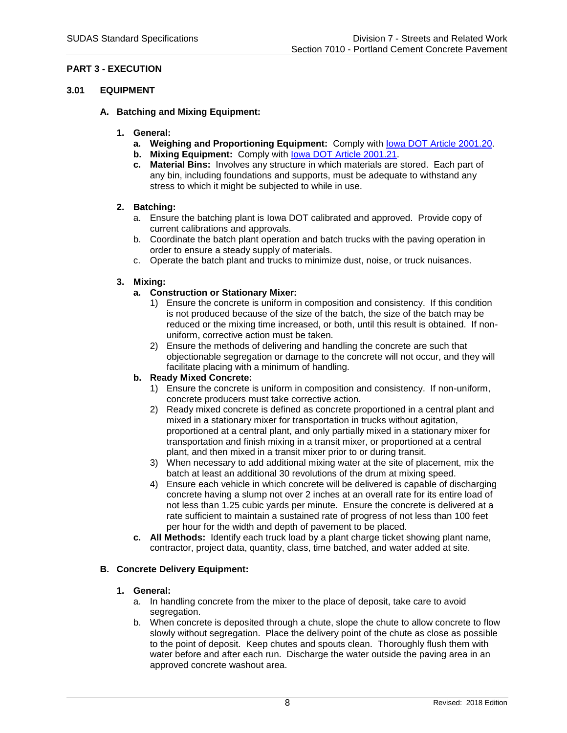## PART 3 - EXECUTION

### 3.01 EQUIPMENT

#### A. Batching and Mixing Equipment:

1. **General:**
   - a. **Weighing and Proportioning Equipment:** Comply with Iowa DOT Article 2001.20.
   - b. **Mixing Equipment:** Comply with Iowa DOT Article 2001.21.
   - c. **Material Bins:** Involves any structure in which materials are stored. Each part of any bin, including foundations and supports, must be adequate to withstand any stress to which it might be subjected to while in use.

2. **Batching:**
   - a. Ensure the batching plant is Iowa DOT calibrated and approved. Provide copy of current calibrations and approvals.
   - b. Coordinate the batch plant operation and batch trucks with the paving operation in order to ensure a steady supply of materials.
   - c. Operate the batch plant and trucks to minimize dust, noise, or truck nuisances.

3. **Mixing:**
   - a. **Construction or Stationary Mixer:**
     1) Ensure the concrete is uniform in composition and consistency. If this condition is not produced because of the size of the batch, the size of the batch may be reduced or the mixing time increased, or both, until this result is obtained. If non-uniform, corrective action must be taken.
     2) Ensure the methods of delivering and handling the concrete are such that objectionable segregation or damage to the concrete will not occur, and they will facilitate placing with a minimum of handling.
   - b. **Ready Mixed Concrete:**
     1) Ensure the concrete is uniform in composition and consistency. If non-uniform, concrete producers must take corrective action.
     2) Ready mixed concrete is defined as concrete proportioned in a central plant and mixed in a stationary mixer for transportation in trucks without agitation, proportioned at a central plant, and only partially mixed in a stationary mixer for transportation and finish mixing in a transit mixer, or proportioned at a central plant, and then mixed in a transit mixer prior to or during transit.
     3) When necessary to add additional mixing water at the site of placement, mix the batch at least an additional 30 revolutions of the drum at mixing speed.
     4) Ensure each vehicle in which concrete will be delivered is capable of discharging concrete having a slump not over 2 inches at an overall rate for its entire load of not less than 1.25 cubic yards per minute. Ensure the concrete is delivered at a rate sufficient to maintain a sustained rate of progress of not less than 100 feet per hour for the width and depth of pavement to be placed.
   - c. **All Methods:** Identify each truck load by a plant charge ticket showing plant name, contractor, project data, quantity, class, time batched, and water added at site.

#### B. Concrete Delivery Equipment:

1. **General:**
   - a. In handling concrete from the mixer to the place of deposit, take care to avoid segregation.
   - b. When concrete is deposited through a chute, slope the chute to allow concrete to flow slowly without segregation. Place the delivery point of the chute as close as possible to the point of deposit. Keep chutes and spouts clean. Thoroughly flush them with water before and after each run. Discharge the water outside the paving area in an approved concrete washout area.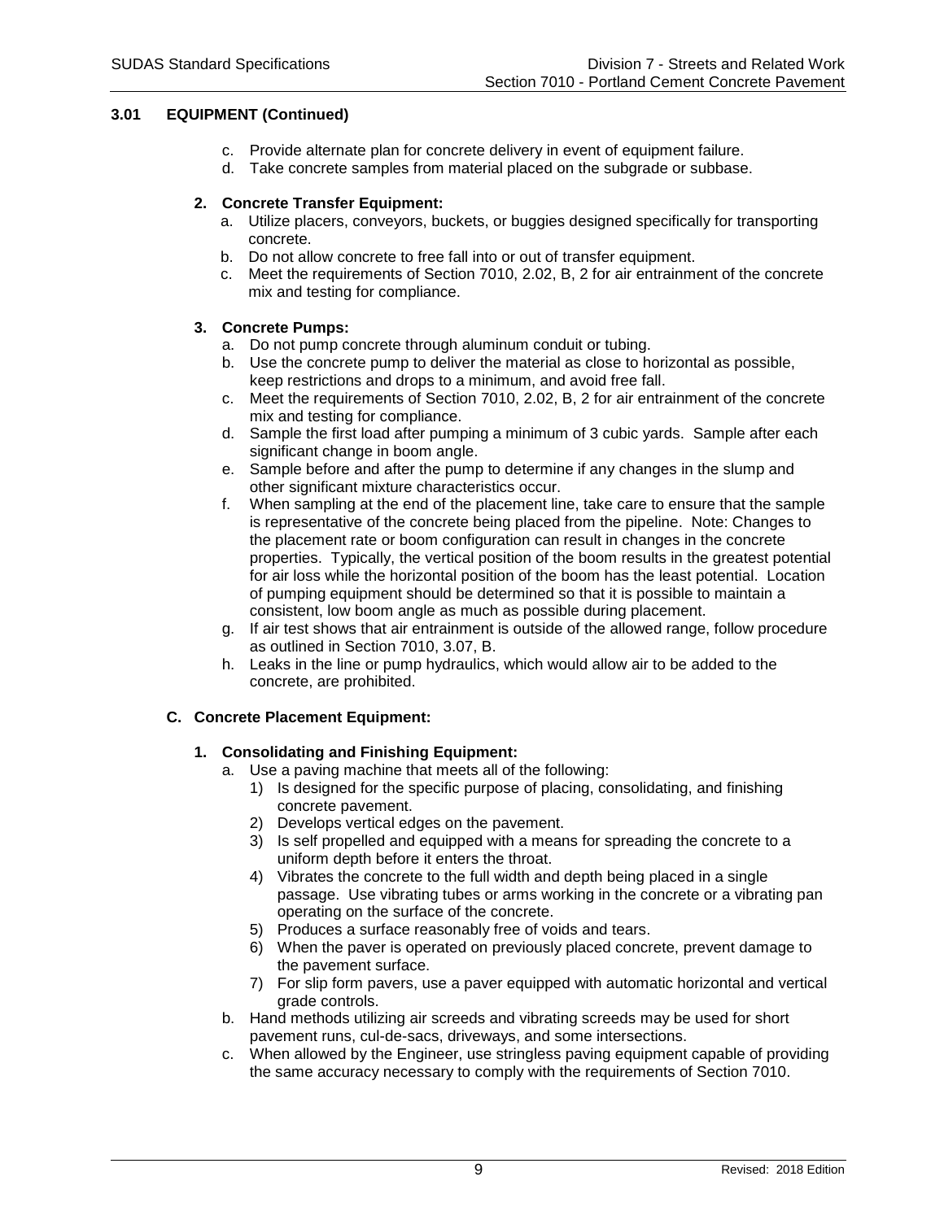## 3.01 EQUIPMENT (Continued)

c. Provide alternate plan for concrete delivery in event of equipment failure.
d. Take concrete samples from material placed on the subgrade or subbase.

### 2. Concrete Transfer Equipment:

a. Utilize placers, conveyors, buckets, or buggies designed specifically for transporting concrete.
b. Do not allow concrete to free fall into or out of transfer equipment.
c. Meet the requirements of Section 7010, 2.02, B, 2 for air entrainment of the concrete mix and testing for compliance.

### 3. Concrete Pumps:

a. Do not pump concrete through aluminum conduit or tubing.
b. Use the concrete pump to deliver the material as close to horizontal as possible, keep restrictions and drops to a minimum, and avoid free fall.
c. Meet the requirements of Section 7010, 2.02, B, 2 for air entrainment of the concrete mix and testing for compliance.
d. Sample the first load after pumping a minimum of 3 cubic yards. Sample after each significant change in boom angle.
e. Sample before and after the pump to determine if any changes in the slump and other significant mixture characteristics occur.
f. When sampling at the end of the placement line, take care to ensure that the sample is representative of the concrete being placed from the pipeline. Note: Changes to the placement rate or boom configuration can result in changes in the concrete properties. Typically, the vertical position of the boom results in the greatest potential for air loss while the horizontal position of the boom has the least potential. Location of pumping equipment should be determined so that it is possible to maintain a consistent, low boom angle as much as possible during placement.
g. If air test shows that air entrainment is outside of the allowed range, follow procedure as outlined in Section 7010, 3.07, B.
h. Leaks in the line or pump hydraulics, which would allow air to be added to the concrete, are prohibited.

## C. Concrete Placement Equipment:

### 1. Consolidating and Finishing Equipment:

a. Use a paving machine that meets all of the following:
   1) Is designed for the specific purpose of placing, consolidating, and finishing concrete pavement.
   2) Develops vertical edges on the pavement.
   3) Is self propelled and equipped with a means for spreading the concrete to a uniform depth before it enters the throat.
   4) Vibrates the concrete to the full width and depth being placed in a single passage. Use vibrating tubes or arms working in the concrete or a vibrating pan operating on the surface of the concrete.
   5) Produces a surface reasonably free of voids and tears.
   6) When the paver is operated on previously placed concrete, prevent damage to the pavement surface.
   7) For slip form pavers, use a paver equipped with automatic horizontal and vertical grade controls.
b. Hand methods utilizing air screeds and vibrating screeds may be used for short pavement runs, cul-de-sacs, driveways, and some intersections.
c. When allowed by the Engineer, use stringless paving equipment capable of providing the same accuracy necessary to comply with the requirements of Section 7010.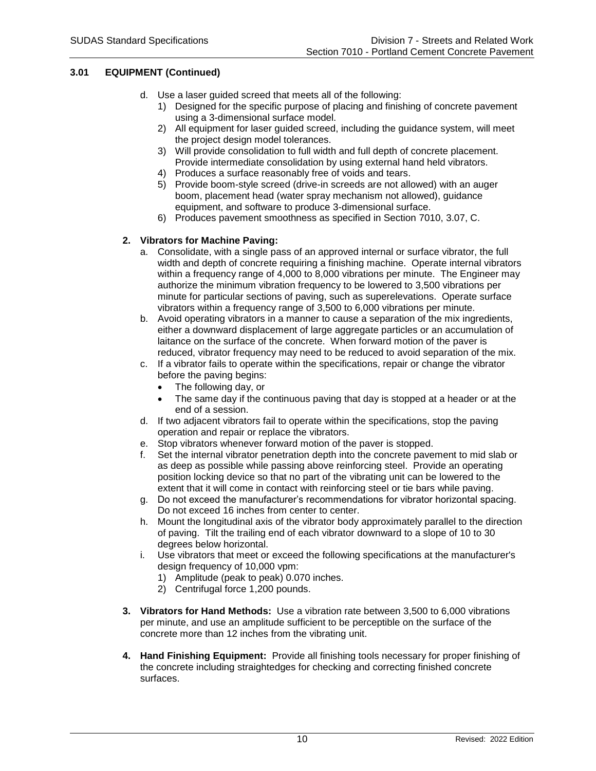## 3.01 EQUIPMENT (Continued)

d. Use a laser guided screed that meets all of the following:
   1) Designed for the specific purpose of placing and finishing of concrete pavement using a 3-dimensional surface model.
   2) All equipment for laser guided screed, including the guidance system, will meet the project design model tolerances.
   3) Will provide consolidation to full width and full depth of concrete placement. Provide intermediate consolidation by using external hand held vibrators.
   4) Produces a surface reasonably free of voids and tears.
   5) Provide boom-style screed (drive-in screeds are not allowed) with an auger boom, placement head (water spray mechanism not allowed), guidance equipment, and software to produce 3-dimensional surface.
   6) Produces pavement smoothness as specified in Section 7010, 3.07, C.

**2. Vibrators for Machine Paving:**

a. Consolidate, with a single pass of an approved internal or surface vibrator, the full width and depth of concrete requiring a finishing machine. Operate internal vibrators within a frequency range of 4,000 to 8,000 vibrations per minute. The Engineer may authorize the minimum vibration frequency to be lowered to 3,500 vibrations per minute for particular sections of paving, such as superelevations. Operate surface vibrators within a frequency range of 3,500 to 6,000 vibrations per minute.

b. Avoid operating vibrators in a manner to cause a separation of the mix ingredients, either a downward displacement of large aggregate particles or an accumulation of laitance on the surface of the concrete. When forward motion of the paver is reduced, vibrator frequency may need to be reduced to avoid separation of the mix.

c. If a vibrator fails to operate within the specifications, repair or change the vibrator before the paving begins:
   - The following day, or
   - The same day if the continuous paving that day is stopped at a header or at the end of a session.

d. If two adjacent vibrators fail to operate within the specifications, stop the paving operation and repair or replace the vibrators.

e. Stop vibrators whenever forward motion of the paver is stopped.

f. Set the internal vibrator penetration depth into the concrete pavement to mid slab or as deep as possible while passing above reinforcing steel. Provide an operating position locking device so that no part of the vibrating unit can be lowered to the extent that it will come in contact with reinforcing steel or tie bars while paving.

g. Do not exceed the manufacturer's recommendations for vibrator horizontal spacing. Do not exceed 16 inches from center to center.

h. Mount the longitudinal axis of the vibrator body approximately parallel to the direction of paving. Tilt the trailing end of each vibrator downward to a slope of 10 to 30 degrees below horizontal.

i. Use vibrators that meet or exceed the following specifications at the manufacturer's design frequency of 10,000 vpm:
   1) Amplitude (peak to peak) 0.070 inches.
   2) Centrifugal force 1,200 pounds.

**3. Vibrators for Hand Methods:** Use a vibration rate between 3,500 to 6,000 vibrations per minute, and use an amplitude sufficient to be perceptible on the surface of the concrete more than 12 inches from the vibrating unit.

**4. Hand Finishing Equipment:** Provide all finishing tools necessary for proper finishing of the concrete including straightedges for checking and correcting finished concrete surfaces.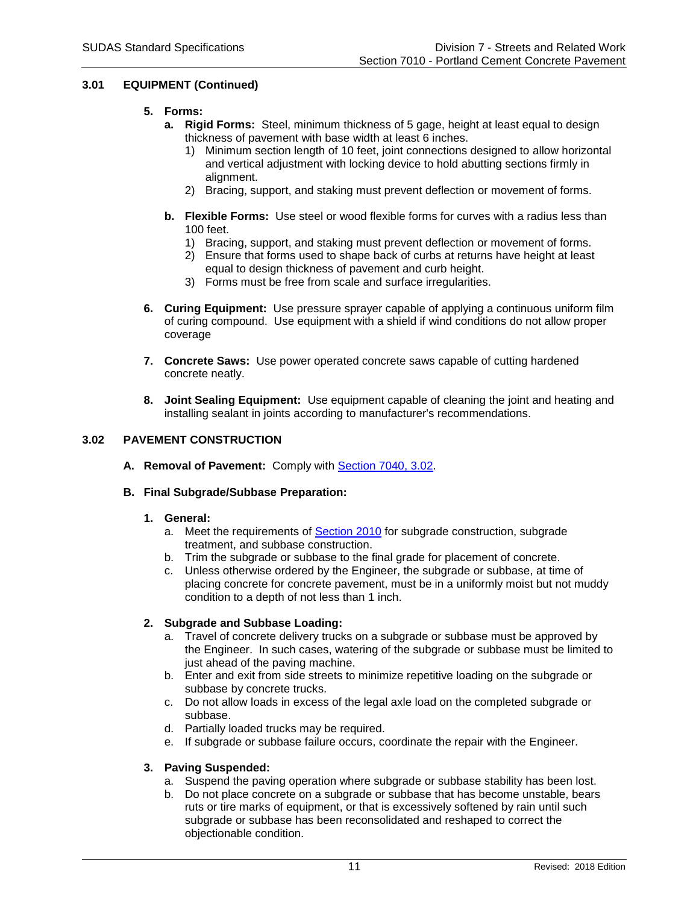## 3.01 EQUIPMENT (Continued)

5. **Forms:**
   - a. **Rigid Forms:** Steel, minimum thickness of 5 gage, height at least equal to design thickness of pavement with base width at least 6 inches.
     1) Minimum section length of 10 feet, joint connections designed to allow horizontal and vertical adjustment with locking device to hold abutting sections firmly in alignment.
     2) Bracing, support, and staking must prevent deflection or movement of forms.
   - b. **Flexible Forms:** Use steel or wood flexible forms for curves with a radius less than 100 feet.
     1) Bracing, support, and staking must prevent deflection or movement of forms.
     2) Ensure that forms used to shape back of curbs at returns have height at least equal to design thickness of pavement and curb height.
     3) Forms must be free from scale and surface irregularities.

6. **Curing Equipment:** Use pressure sprayer capable of applying a continuous uniform film of curing compound. Use equipment with a shield if wind conditions do not allow proper coverage

7. **Concrete Saws:** Use power operated concrete saws capable of cutting hardened concrete neatly.

8. **Joint Sealing Equipment:** Use equipment capable of cleaning the joint and heating and installing sealant in joints according to manufacturer's recommendations.

## 3.02 PAVEMENT CONSTRUCTION

**A. Removal of Pavement:** Comply with Section 7040, 3.02.

**B. Final Subgrade/Subbase Preparation:**

1. **General:**
   - a. Meet the requirements of Section 2010 for subgrade construction, subgrade treatment, and subbase construction.
   - b. Trim the subgrade or subbase to the final grade for placement of concrete.
   - c. Unless otherwise ordered by the Engineer, the subgrade or subbase, at time of placing concrete for concrete pavement, must be in a uniformly moist but not muddy condition to a depth of not less than 1 inch.

2. **Subgrade and Subbase Loading:**
   - a. Travel of concrete delivery trucks on a subgrade or subbase must be approved by the Engineer. In such cases, watering of the subgrade or subbase must be limited to just ahead of the paving machine.
   - b. Enter and exit from side streets to minimize repetitive loading on the subgrade or subbase by concrete trucks.
   - c. Do not allow loads in excess of the legal axle load on the completed subgrade or subbase.
   - d. Partially loaded trucks may be required.
   - e. If subgrade or subbase failure occurs, coordinate the repair with the Engineer.

3. **Paving Suspended:**
   - a. Suspend the paving operation where subgrade or subbase stability has been lost.
   - b. Do not place concrete on a subgrade or subbase that has become unstable, bears ruts or tire marks of equipment, or that is excessively softened by rain until such subgrade or subbase has been reconsolidated and reshaped to correct the objectionable condition.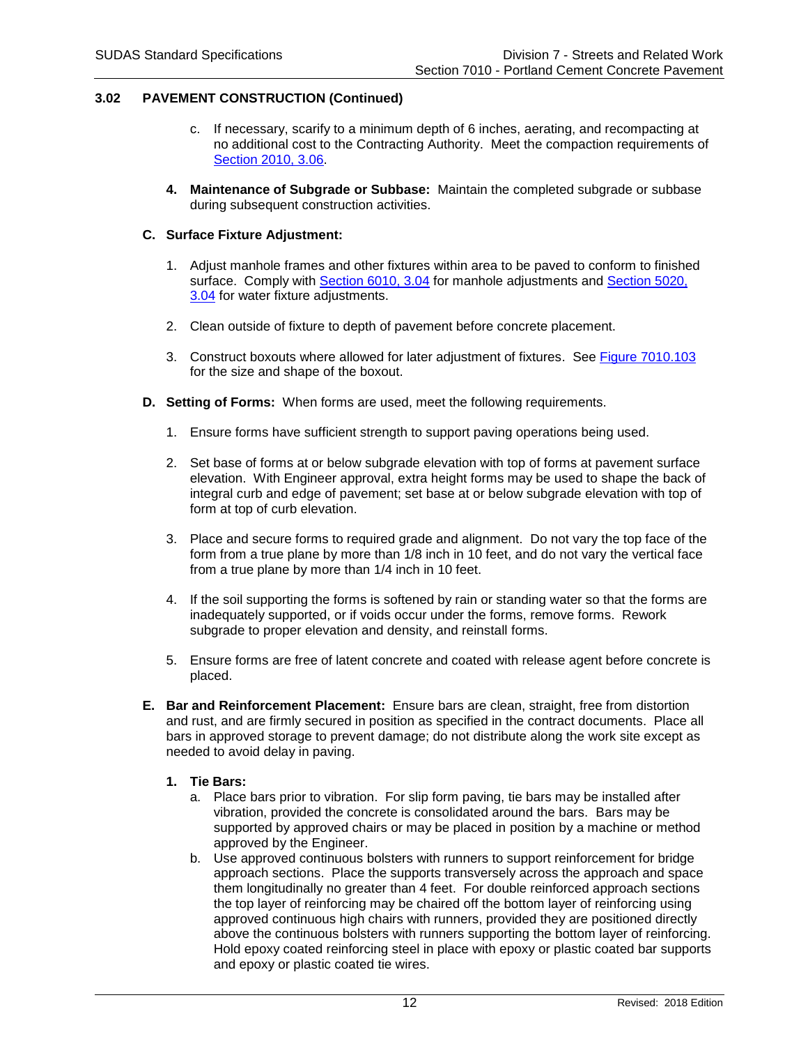## 3.02 PAVEMENT CONSTRUCTION (Continued)

c. If necessary, scarify to a minimum depth of 6 inches, aerating, and recompacting at no additional cost to the Contracting Authority. Meet the compaction requirements of Section 2010, 3.06.

**4. Maintenance of Subgrade or Subbase:** Maintain the completed subgrade or subbase during subsequent construction activities.

### C. Surface Fixture Adjustment:

1. Adjust manhole frames and other fixtures within area to be paved to conform to finished surface. Comply with Section 6010, 3.04 for manhole adjustments and Section 5020, 3.04 for water fixture adjustments.

2. Clean outside of fixture to depth of pavement before concrete placement.

3. Construct boxouts where allowed for later adjustment of fixtures. See Figure 7010.103 for the size and shape of the boxout.

### D. Setting of Forms:

When forms are used, meet the following requirements.

1. Ensure forms have sufficient strength to support paving operations being used.

2. Set base of forms at or below subgrade elevation with top of forms at pavement surface elevation. With Engineer approval, extra height forms may be used to shape the back of integral curb and edge of pavement; set base at or below subgrade elevation with top of form at top of curb elevation.

3. Place and secure forms to required grade and alignment. Do not vary the top face of the form from a true plane by more than 1/8 inch in 10 feet, and do not vary the vertical face from a true plane by more than 1/4 inch in 10 feet.

4. If the soil supporting the forms is softened by rain or standing water so that the forms are inadequately supported, or if voids occur under the forms, remove forms. Rework subgrade to proper elevation and density, and reinstall forms.

5. Ensure forms are free of latent concrete and coated with release agent before concrete is placed.

### E. Bar and Reinforcement Placement:

Ensure bars are clean, straight, free from distortion and rust, and are firmly secured in position as specified in the contract documents. Place all bars in approved storage to prevent damage; do not distribute along the work site except as needed to avoid delay in paving.

**1. Tie Bars:**

a. Place bars prior to vibration. For slip form paving, tie bars may be installed after vibration, provided the concrete is consolidated around the bars. Bars may be supported by approved chairs or may be placed in position by a machine or method approved by the Engineer.

b. Use approved continuous bolsters with runners to support reinforcement for bridge approach sections. Place the supports transversely across the approach and space them longitudinally no greater than 4 feet. For double reinforced approach sections the top layer of reinforcing may be chaired off the bottom layer of reinforcing using approved continuous high chairs with runners, provided they are positioned directly above the continuous bolsters with runners supporting the bottom layer of reinforcing. Hold epoxy coated reinforcing steel in place with epoxy or plastic coated bar supports and epoxy or plastic coated tie wires.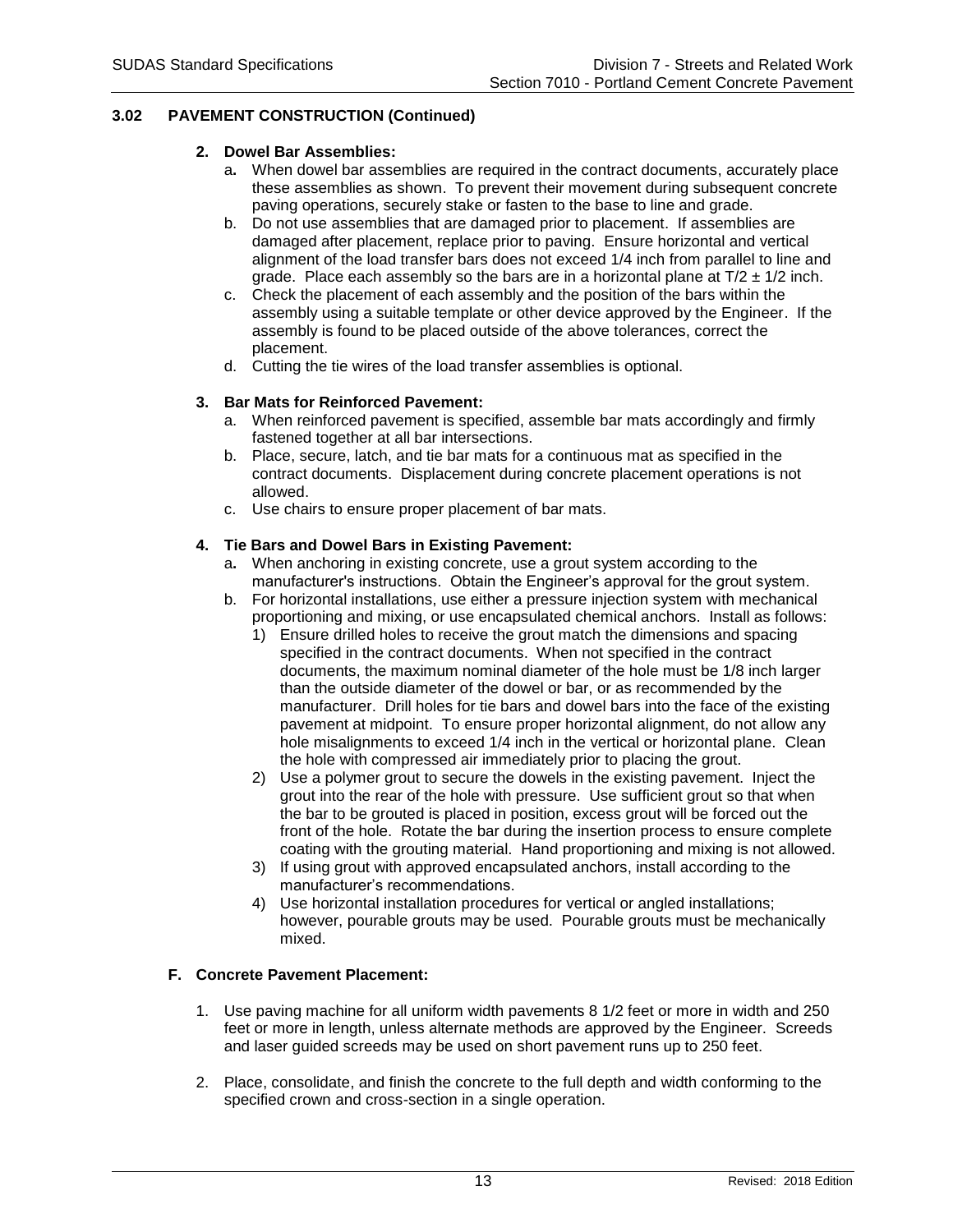## 3.02 PAVEMENT CONSTRUCTION (Continued)

**2. Dowel Bar Assemblies:**

a. When dowel bar assemblies are required in the contract documents, accurately place these assemblies as shown. To prevent their movement during subsequent concrete paving operations, securely stake or fasten to the base to line and grade.

b. Do not use assemblies that are damaged prior to placement. If assemblies are damaged after placement, replace prior to paving. Ensure horizontal and vertical alignment of the load transfer bars does not exceed 1/4 inch from parallel to line and grade. Place each assembly so the bars are in a horizontal plane at $T/2 \pm 1/2$ inch.

c. Check the placement of each assembly and the position of the bars within the assembly using a suitable template or other device approved by the Engineer. If the assembly is found to be placed outside of the above tolerances, correct the placement.

d. Cutting the tie wires of the load transfer assemblies is optional.

**3. Bar Mats for Reinforced Pavement:**

a. When reinforced pavement is specified, assemble bar mats accordingly and firmly fastened together at all bar intersections.

b. Place, secure, latch, and tie bar mats for a continuous mat as specified in the contract documents. Displacement during concrete placement operations is not allowed.

c. Use chairs to ensure proper placement of bar mats.

**4. Tie Bars and Dowel Bars in Existing Pavement:**

a. When anchoring in existing concrete, use a grout system according to the manufacturer's instructions. Obtain the Engineer's approval for the grout system.

b. For horizontal installations, use either a pressure injection system with mechanical proportioning and mixing, or use encapsulated chemical anchors. Install as follows:

1) Ensure drilled holes to receive the grout match the dimensions and spacing specified in the contract documents. When not specified in the contract documents, the maximum nominal diameter of the hole must be 1/8 inch larger than the outside diameter of the dowel or bar, or as recommended by the manufacturer. Drill holes for tie bars and dowel bars into the face of the existing pavement at midpoint. To ensure proper horizontal alignment, do not allow any hole misalignments to exceed 1/4 inch in the vertical or horizontal plane. Clean the hole with compressed air immediately prior to placing the grout.

2) Use a polymer grout to secure the dowels in the existing pavement. Inject the grout into the rear of the hole with pressure. Use sufficient grout so that when the bar to be grouted is placed in position, excess grout will be forced out the front of the hole. Rotate the bar during the insertion process to ensure complete coating with the grouting material. Hand proportioning and mixing is not allowed.

3) If using grout with approved encapsulated anchors, install according to the manufacturer's recommendations.

4) Use horizontal installation procedures for vertical or angled installations; however, pourable grouts may be used. Pourable grouts must be mechanically mixed.

### F. Concrete Pavement Placement:

1. Use paving machine for all uniform width pavements 8 1/2 feet or more in width and 250 feet or more in length, unless alternate methods are approved by the Engineer. Screeds and laser guided screeds may be used on short pavement runs up to 250 feet.

2. Place, consolidate, and finish the concrete to the full depth and width conforming to the specified crown and cross-section in a single operation.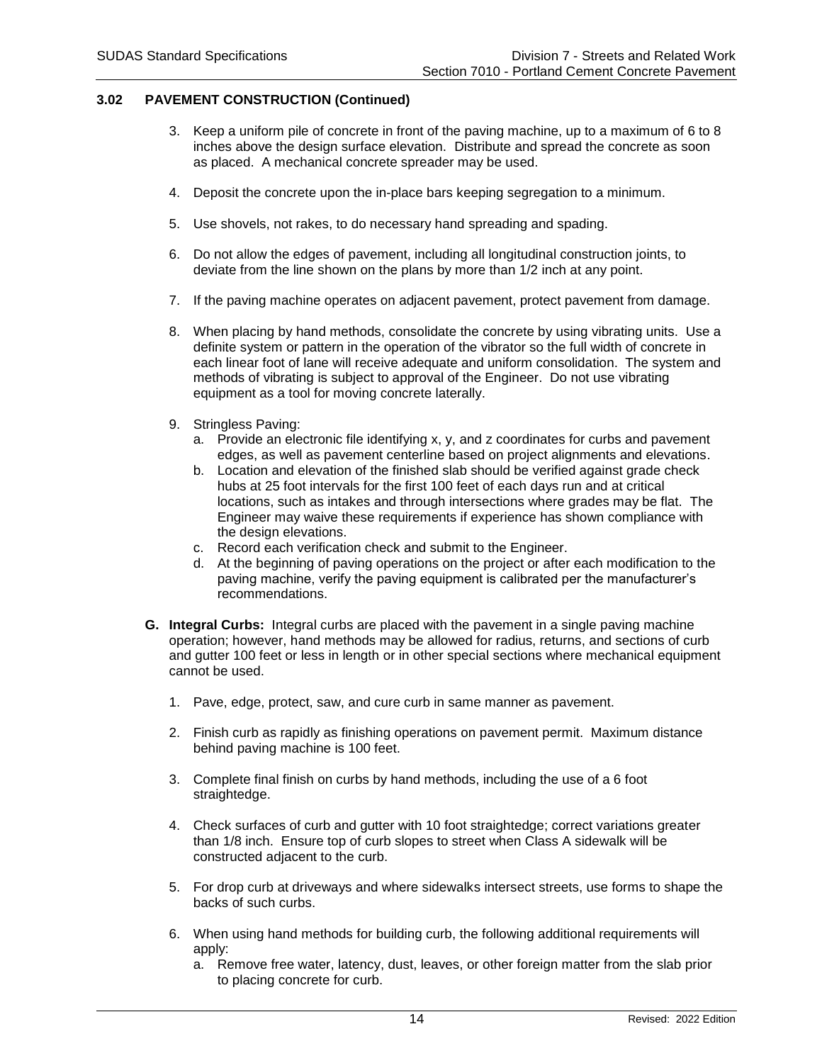## 3.02 PAVEMENT CONSTRUCTION (Continued)

3. Keep a uniform pile of concrete in front of the paving machine, up to a maximum of 6 to 8 inches above the design surface elevation. Distribute and spread the concrete as soon as placed. A mechanical concrete spreader may be used.

4. Deposit the concrete upon the in-place bars keeping segregation to a minimum.

5. Use shovels, not rakes, to do necessary hand spreading and spading.

6. Do not allow the edges of pavement, including all longitudinal construction joints, to deviate from the line shown on the plans by more than 1/2 inch at any point.

7. If the paving machine operates on adjacent pavement, protect pavement from damage.

8. When placing by hand methods, consolidate the concrete by using vibrating units. Use a definite system or pattern in the operation of the vibrator so the full width of concrete in each linear foot of lane will receive adequate and uniform consolidation. The system and methods of vibrating is subject to approval of the Engineer. Do not use vibrating equipment as a tool for moving concrete laterally.

9. Stringless Paving:
   a. Provide an electronic file identifying x, y, and z coordinates for curbs and pavement edges, as well as pavement centerline based on project alignments and elevations.
   b. Location and elevation of the finished slab should be verified against grade check hubs at 25 foot intervals for the first 100 feet of each days run and at critical locations, such as intakes and through intersections where grades may be flat. The Engineer may waive these requirements if experience has shown compliance with the design elevations.
   c. Record each verification check and submit to the Engineer.
   d. At the beginning of paving operations on the project or after each modification to the paving machine, verify the paving equipment is calibrated per the manufacturer's recommendations.

**G. Integral Curbs:** Integral curbs are placed with the pavement in a single paving machine operation; however, hand methods may be allowed for radius, returns, and sections of curb and gutter 100 feet or less in length or in other special sections where mechanical equipment cannot be used.

1. Pave, edge, protect, saw, and cure curb in same manner as pavement.

2. Finish curb as rapidly as finishing operations on pavement permit. Maximum distance behind paving machine is 100 feet.

3. Complete final finish on curbs by hand methods, including the use of a 6 foot straightedge.

4. Check surfaces of curb and gutter with 10 foot straightedge; correct variations greater than 1/8 inch. Ensure top of curb slopes to street when Class A sidewalk will be constructed adjacent to the curb.

5. For drop curb at driveways and where sidewalks intersect streets, use forms to shape the backs of such curbs.

6. When using hand methods for building curb, the following additional requirements will apply:
   a. Remove free water, latency, dust, leaves, or other foreign matter from the slab prior to placing concrete for curb.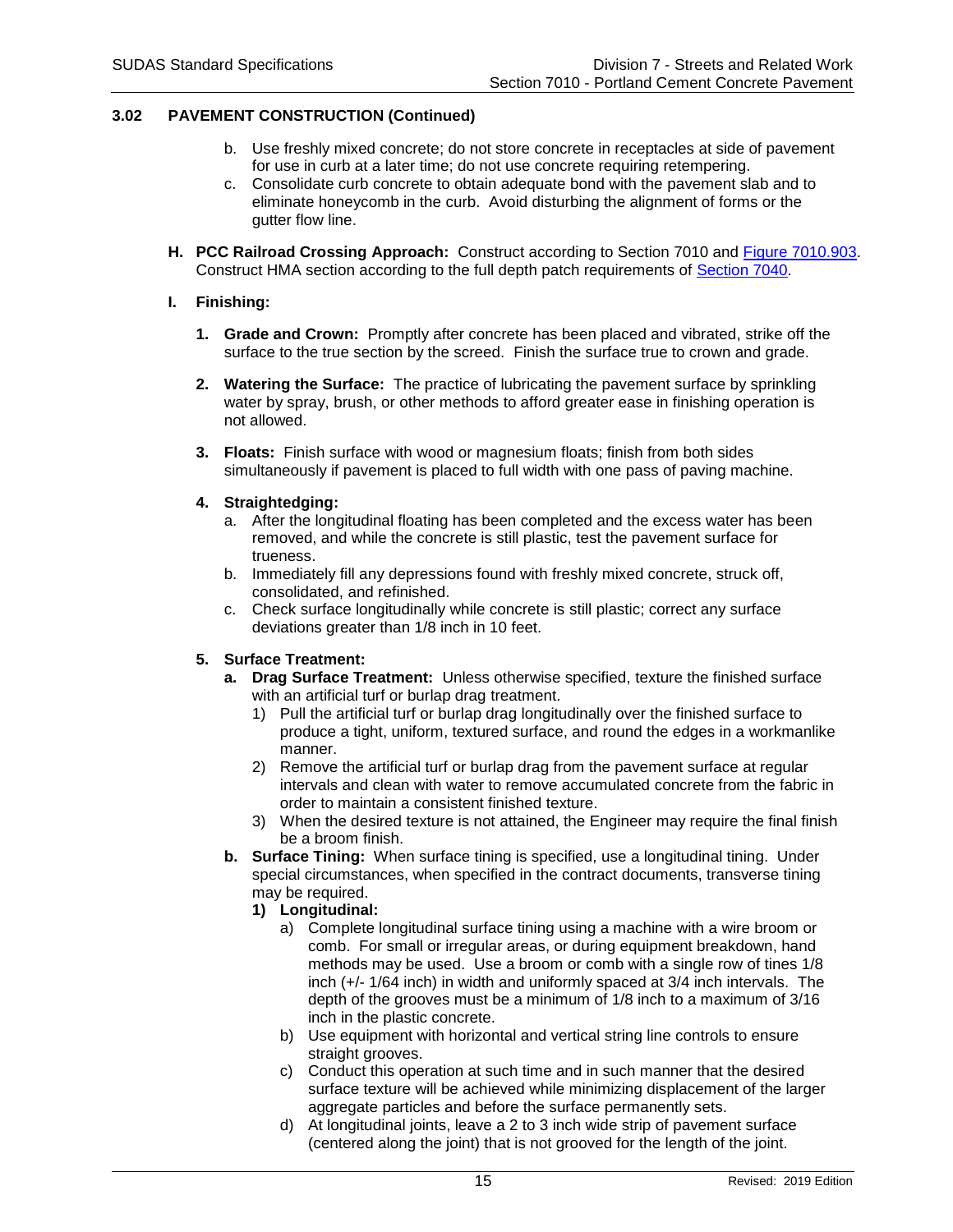### 3.02 PAVEMENT CONSTRUCTION (Continued)

b. Use freshly mixed concrete; do not store concrete in receptacles at side of pavement for use in curb at a later time; do not use concrete requiring retempering.

c. Consolidate curb concrete to obtain adequate bond with the pavement slab and to eliminate honeycomb in the curb. Avoid disturbing the alignment of forms or the gutter flow line.

**H. PCC Railroad Crossing Approach:** Construct according to Section 7010 and Figure 7010.903. Construct HMA section according to the full depth patch requirements of Section 7040.

**I. Finishing:**

**1. Grade and Crown:** Promptly after concrete has been placed and vibrated, strike off the surface to the true section by the screed. Finish the surface true to crown and grade.

**2. Watering the Surface:** The practice of lubricating the pavement surface by sprinkling water by spray, brush, or other methods to afford greater ease in finishing operation is not allowed.

**3. Floats:** Finish surface with wood or magnesium floats; finish from both sides simultaneously if pavement is placed to full width with one pass of paving machine.

**4. Straightedging:**

a. After the longitudinal floating has been completed and the excess water has been removed, and while the concrete is still plastic, test the pavement surface for trueness.

b. Immediately fill any depressions found with freshly mixed concrete, struck off, consolidated, and refinished.

c. Check surface longitudinally while concrete is still plastic; correct any surface deviations greater than 1/8 inch in 10 feet.

**5. Surface Treatment:**

**a. Drag Surface Treatment:** Unless otherwise specified, texture the finished surface with an artificial turf or burlap drag treatment.

1) Pull the artificial turf or burlap drag longitudinally over the finished surface to produce a tight, uniform, textured surface, and round the edges in a workmanlike manner.

2) Remove the artificial turf or burlap drag from the pavement surface at regular intervals and clean with water to remove accumulated concrete from the fabric in order to maintain a consistent finished texture.

3) When the desired texture is not attained, the Engineer may require the final finish be a broom finish.

**b. Surface Tining:** When surface tining is specified, use a longitudinal tining. Under special circumstances, when specified in the contract documents, transverse tining may be required.

**1) Longitudinal:**

a) Complete longitudinal surface tining using a machine with a wire broom or comb. For small or irregular areas, or during equipment breakdown, hand methods may be used. Use a broom or comb with a single row of tines 1/8 inch (+/- 1/64 inch) in width and uniformly spaced at 3/4 inch intervals. The depth of the grooves must be a minimum of 1/8 inch to a maximum of 3/16 inch in the plastic concrete.

b) Use equipment with horizontal and vertical string line controls to ensure straight grooves.

c) Conduct this operation at such time and in such manner that the desired surface texture will be achieved while minimizing displacement of the larger aggregate particles and before the surface permanently sets.

d) At longitudinal joints, leave a 2 to 3 inch wide strip of pavement surface (centered along the joint) that is not grooved for the length of the joint.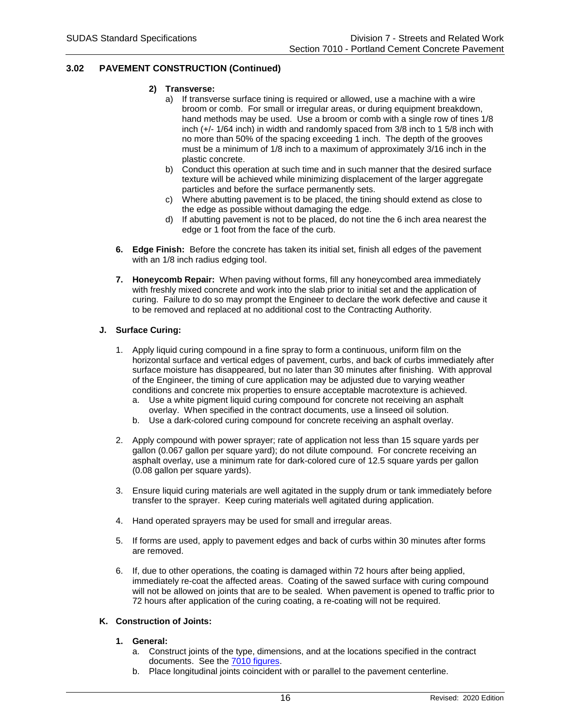## 3.02 PAVEMENT CONSTRUCTION (Continued)

**2) Transverse:**

a) If transverse surface tining is required or allowed, use a machine with a wire broom or comb. For small or irregular areas, or during equipment breakdown, hand methods may be used. Use a broom or comb with a single row of tines 1/8 inch (+/- 1/64 inch) in width and randomly spaced from 3/8 inch to 1 5/8 inch with no more than 50% of the spacing exceeding 1 inch. The depth of the grooves must be a minimum of 1/8 inch to a maximum of approximately 3/16 inch in the plastic concrete.

b) Conduct this operation at such time and in such manner that the desired surface texture will be achieved while minimizing displacement of the larger aggregate particles and before the surface permanently sets.

c) Where abutting pavement is to be placed, the tining should extend as close to the edge as possible without damaging the edge.

d) If abutting pavement is not to be placed, do not tine the 6 inch area nearest the edge or 1 foot from the face of the curb.

**6. Edge Finish:** Before the concrete has taken its initial set, finish all edges of the pavement with an 1/8 inch radius edging tool.

**7. Honeycomb Repair:** When paving without forms, fill any honeycombed area immediately with freshly mixed concrete and work into the slab prior to initial set and the application of curing. Failure to do so may prompt the Engineer to declare the work defective and cause it to be removed and replaced at no additional cost to the Contracting Authority.

### J. Surface Curing:

1. Apply liquid curing compound in a fine spray to form a continuous, uniform film on the horizontal surface and vertical edges of pavement, curbs, and back of curbs immediately after surface moisture has disappeared, but no later than 30 minutes after finishing. With approval of the Engineer, the timing of cure application may be adjusted due to varying weather conditions and concrete mix properties to ensure acceptable macrotexture is achieved.
   a. Use a white pigment liquid curing compound for concrete not receiving an asphalt overlay. When specified in the contract documents, use a linseed oil solution.
   b. Use a dark-colored curing compound for concrete receiving an asphalt overlay.

2. Apply compound with power sprayer; rate of application not less than 15 square yards per gallon (0.067 gallon per square yard); do not dilute compound. For concrete receiving an asphalt overlay, use a minimum rate for dark-colored cure of 12.5 square yards per gallon (0.08 gallon per square yards).

3. Ensure liquid curing materials are well agitated in the supply drum or tank immediately before transfer to the sprayer. Keep curing materials well agitated during application.

4. Hand operated sprayers may be used for small and irregular areas.

5. If forms are used, apply to pavement edges and back of curbs within 30 minutes after forms are removed.

6. If, due to other operations, the coating is damaged within 72 hours after being applied, immediately re-coat the affected areas. Coating of the sawed surface with curing compound will not be allowed on joints that are to be sealed. When pavement is opened to traffic prior to 72 hours after application of the curing coating, a re-coating will not be required.

### K. Construction of Joints:

**1. General:**

a. Construct joints of the type, dimensions, and at the locations specified in the contract documents. See the 7010 figures.

b. Place longitudinal joints coincident with or parallel to the pavement centerline.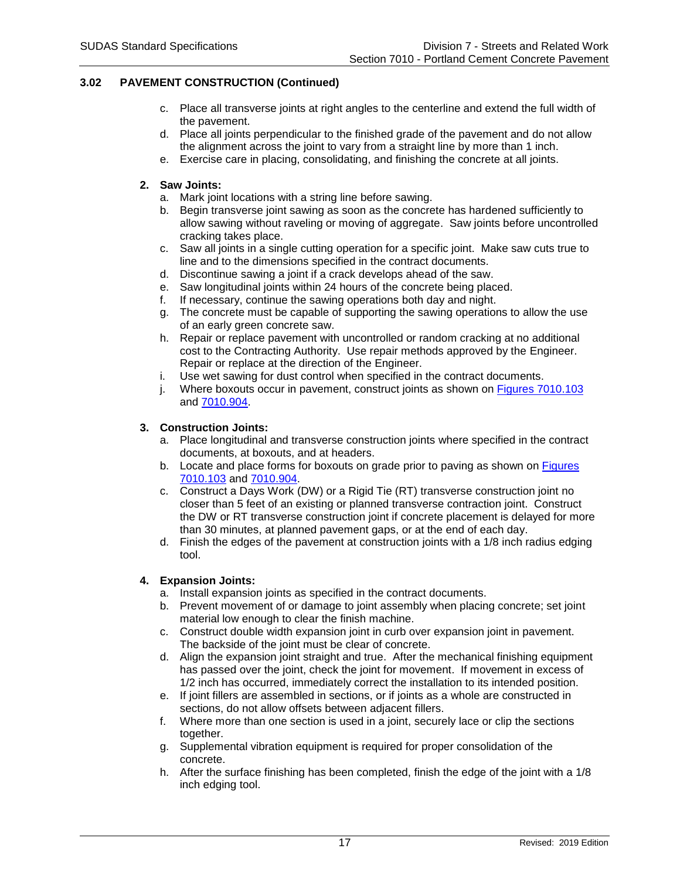## 3.02 PAVEMENT CONSTRUCTION (Continued)

c. Place all transverse joints at right angles to the centerline and extend the full width of the pavement.
d. Place all joints perpendicular to the finished grade of the pavement and do not allow the alignment across the joint to vary from a straight line by more than 1 inch.
e. Exercise care in placing, consolidating, and finishing the concrete at all joints.

**2. Saw Joints:**

a. Mark joint locations with a string line before sawing.
b. Begin transverse joint sawing as soon as the concrete has hardened sufficiently to allow sawing without raveling or moving of aggregate. Saw joints before uncontrolled cracking takes place.
c. Saw all joints in a single cutting operation for a specific joint. Make saw cuts true to line and to the dimensions specified in the contract documents.
d. Discontinue sawing a joint if a crack develops ahead of the saw.
e. Saw longitudinal joints within 24 hours of the concrete being placed.
f. If necessary, continue the sawing operations both day and night.
g. The concrete must be capable of supporting the sawing operations to allow the use of an early green concrete saw.
h. Repair or replace pavement with uncontrolled or random cracking at no additional cost to the Contracting Authority. Use repair methods approved by the Engineer. Repair or replace at the direction of the Engineer.
i. Use wet sawing for dust control when specified in the contract documents.
j. Where boxouts occur in pavement, construct joints as shown on Figures 7010.103 and 7010.904.

**3. Construction Joints:**

a. Place longitudinal and transverse construction joints where specified in the contract documents, at boxouts, and at headers.
b. Locate and place forms for boxouts on grade prior to paving as shown on Figures 7010.103 and 7010.904.
c. Construct a Days Work (DW) or a Rigid Tie (RT) transverse construction joint no closer than 5 feet of an existing or planned transverse contraction joint. Construct the DW or RT transverse construction joint if concrete placement is delayed for more than 30 minutes, at planned pavement gaps, or at the end of each day.
d. Finish the edges of the pavement at construction joints with a 1/8 inch radius edging tool.

**4. Expansion Joints:**

a. Install expansion joints as specified in the contract documents.
b. Prevent movement of or damage to joint assembly when placing concrete; set joint material low enough to clear the finish machine.
c. Construct double width expansion joint in curb over expansion joint in pavement. The backside of the joint must be clear of concrete.
d. Align the expansion joint straight and true. After the mechanical finishing equipment has passed over the joint, check the joint for movement. If movement in excess of 1/2 inch has occurred, immediately correct the installation to its intended position.
e. If joint fillers are assembled in sections, or if joints as a whole are constructed in sections, do not allow offsets between adjacent fillers.
f. Where more than one section is used in a joint, securely lace or clip the sections together.
g. Supplemental vibration equipment is required for proper consolidation of the concrete.
h. After the surface finishing has been completed, finish the edge of the joint with a 1/8 inch edging tool.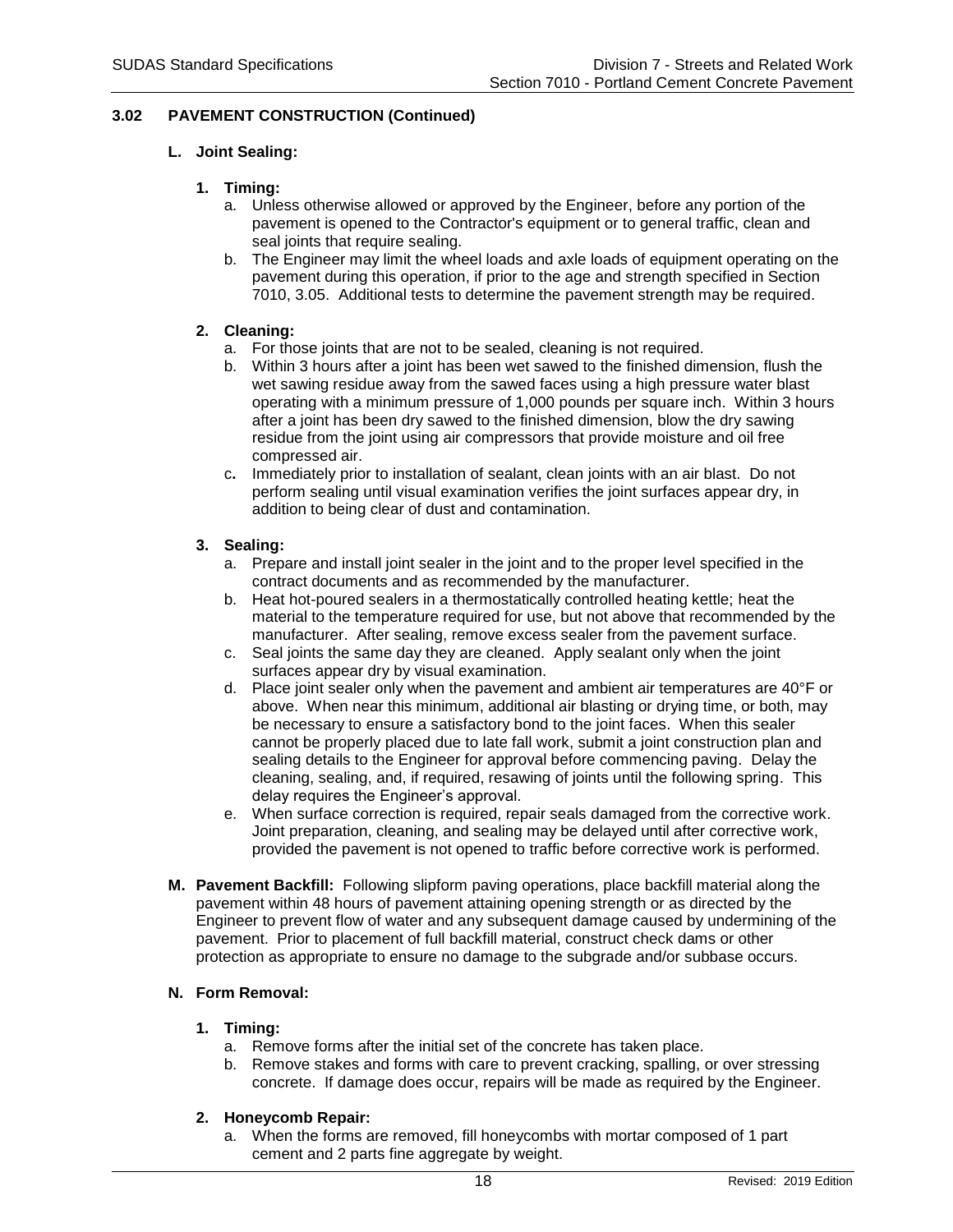### 3.02 PAVEMENT CONSTRUCTION (Continued)

**L. Joint Sealing:**

**1. Timing:**

a. Unless otherwise allowed or approved by the Engineer, before any portion of the pavement is opened to the Contractor's equipment or to general traffic, clean and seal joints that require sealing.

b. The Engineer may limit the wheel loads and axle loads of equipment operating on the pavement during this operation, if prior to the age and strength specified in Section 7010, 3.05. Additional tests to determine the pavement strength may be required.

**2. Cleaning:**

a. For those joints that are not to be sealed, cleaning is not required.

b. Within 3 hours after a joint has been wet sawed to the finished dimension, flush the wet sawing residue away from the sawed faces using a high pressure water blast operating with a minimum pressure of 1,000 pounds per square inch. Within 3 hours after a joint has been dry sawed to the finished dimension, blow the dry sawing residue from the joint using air compressors that provide moisture and oil free compressed air.

c. Immediately prior to installation of sealant, clean joints with an air blast. Do not perform sealing until visual examination verifies the joint surfaces appear dry, in addition to being clear of dust and contamination.

**3. Sealing:**

a. Prepare and install joint sealer in the joint and to the proper level specified in the contract documents and as recommended by the manufacturer.

b. Heat hot-poured sealers in a thermostatically controlled heating kettle; heat the material to the temperature required for use, but not above that recommended by the manufacturer. After sealing, remove excess sealer from the pavement surface.

c. Seal joints the same day they are cleaned. Apply sealant only when the joint surfaces appear dry by visual examination.

d. Place joint sealer only when the pavement and ambient air temperatures are 40°F or above. When near this minimum, additional air blasting or drying time, or both, may be necessary to ensure a satisfactory bond to the joint faces. When this sealer cannot be properly placed due to late fall work, submit a joint construction plan and sealing details to the Engineer for approval before commencing paving. Delay the cleaning, sealing, and, if required, resawing of joints until the following spring. This delay requires the Engineer's approval.

e. When surface correction is required, repair seals damaged from the corrective work. Joint preparation, cleaning, and sealing may be delayed until after corrective work, provided the pavement is not opened to traffic before corrective work is performed.

**M. Pavement Backfill:** Following slipform paving operations, place backfill material along the pavement within 48 hours of pavement attaining opening strength or as directed by the Engineer to prevent flow of water and any subsequent damage caused by undermining of the pavement. Prior to placement of full backfill material, construct check dams or other protection as appropriate to ensure no damage to the subgrade and/or subbase occurs.

**N. Form Removal:**

**1. Timing:**

a. Remove forms after the initial set of the concrete has taken place.

b. Remove stakes and forms with care to prevent cracking, spalling, or over stressing concrete. If damage does occur, repairs will be made as required by the Engineer.

**2. Honeycomb Repair:**

a. When the forms are removed, fill honeycombs with mortar composed of 1 part cement and 2 parts fine aggregate by weight.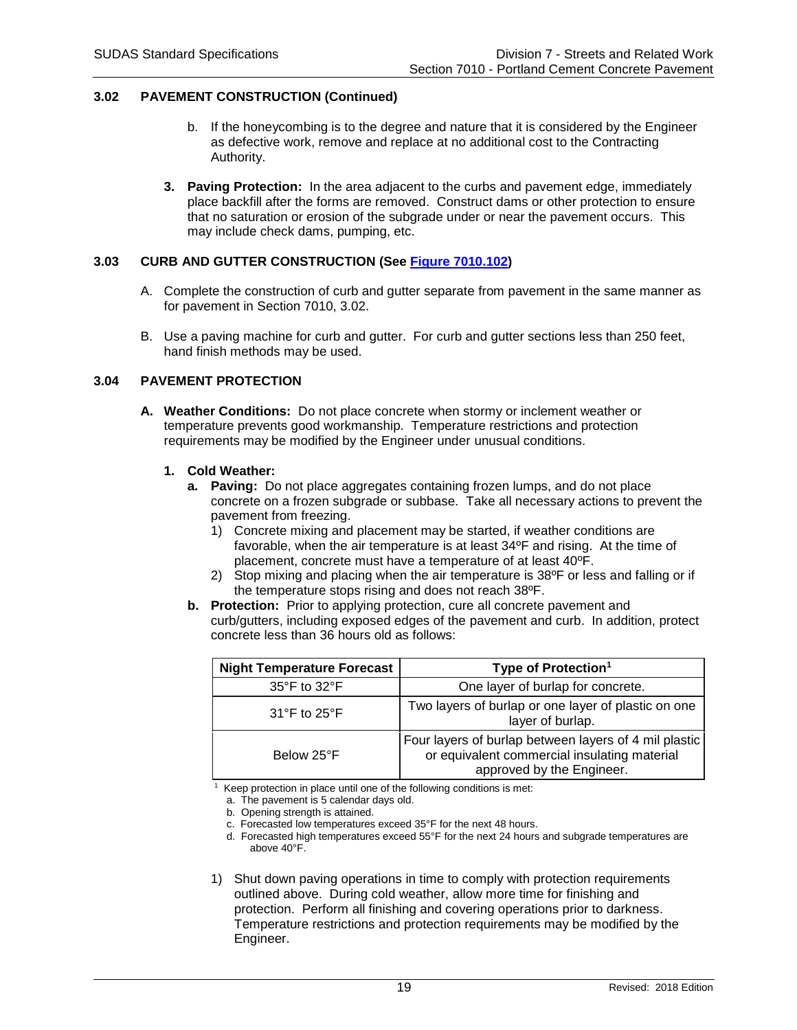## 3.02 PAVEMENT CONSTRUCTION (Continued)

b. If the honeycombing is to the degree and nature that it is considered by the Engineer as defective work, remove and replace at no additional cost to the Contracting Authority.

**3. Paving Protection:** In the area adjacent to the curbs and pavement edge, immediately place backfill after the forms are removed. Construct dams or other protection to ensure that no saturation or erosion of the subgrade under or near the pavement occurs. This may include check dams, pumping, etc.

## 3.03 CURB AND GUTTER CONSTRUCTION (See Figure 7010.102)

A. Complete the construction of curb and gutter separate from pavement in the same manner as for pavement in Section 7010, 3.02.

B. Use a paving machine for curb and gutter. For curb and gutter sections less than 250 feet, hand finish methods may be used.

## 3.04 PAVEMENT PROTECTION

**A. Weather Conditions:** Do not place concrete when stormy or inclement weather or temperature prevents good workmanship. Temperature restrictions and protection requirements may be modified by the Engineer under unusual conditions.

**1. Cold Weather:**

**a. Paving:** Do not place aggregates containing frozen lumps, and do not place concrete on a frozen subgrade or subbase. Take all necessary actions to prevent the pavement from freezing.

1) Concrete mixing and placement may be started, if weather conditions are favorable, when the air temperature is at least 34ºF and rising. At the time of placement, concrete must have a temperature of at least 40ºF.

2) Stop mixing and placing when the air temperature is 38ºF or less and falling or if the temperature stops rising and does not reach 38ºF.

**b. Protection:** Prior to applying protection, cure all concrete pavement and curb/gutters, including exposed edges of the pavement and curb. In addition, protect concrete less than 36 hours old as follows:

| Night Temperature Forecast | Type of Protection[1] |
|---|---|
| 35°F to 32°F | One layer of burlap for concrete. |
| 31°F to 25°F | Two layers of burlap or one layer of plastic on one layer of burlap. |
| Below 25°F | Four layers of burlap between layers of 4 mil plastic or equivalent commercial insulating material approved by the Engineer. |

[1] Keep protection in place until one of the following conditions is met:
a. The pavement is 5 calendar days old.
b. Opening strength is attained.
c. Forecasted low temperatures exceed 35°F for the next 48 hours.
d. Forecasted high temperatures exceed 55°F for the next 24 hours and subgrade temperatures are above 40°F.

1) Shut down paving operations in time to comply with protection requirements outlined above. During cold weather, allow more time for finishing and protection. Perform all finishing and covering operations prior to darkness. Temperature restrictions and protection requirements may be modified by the Engineer.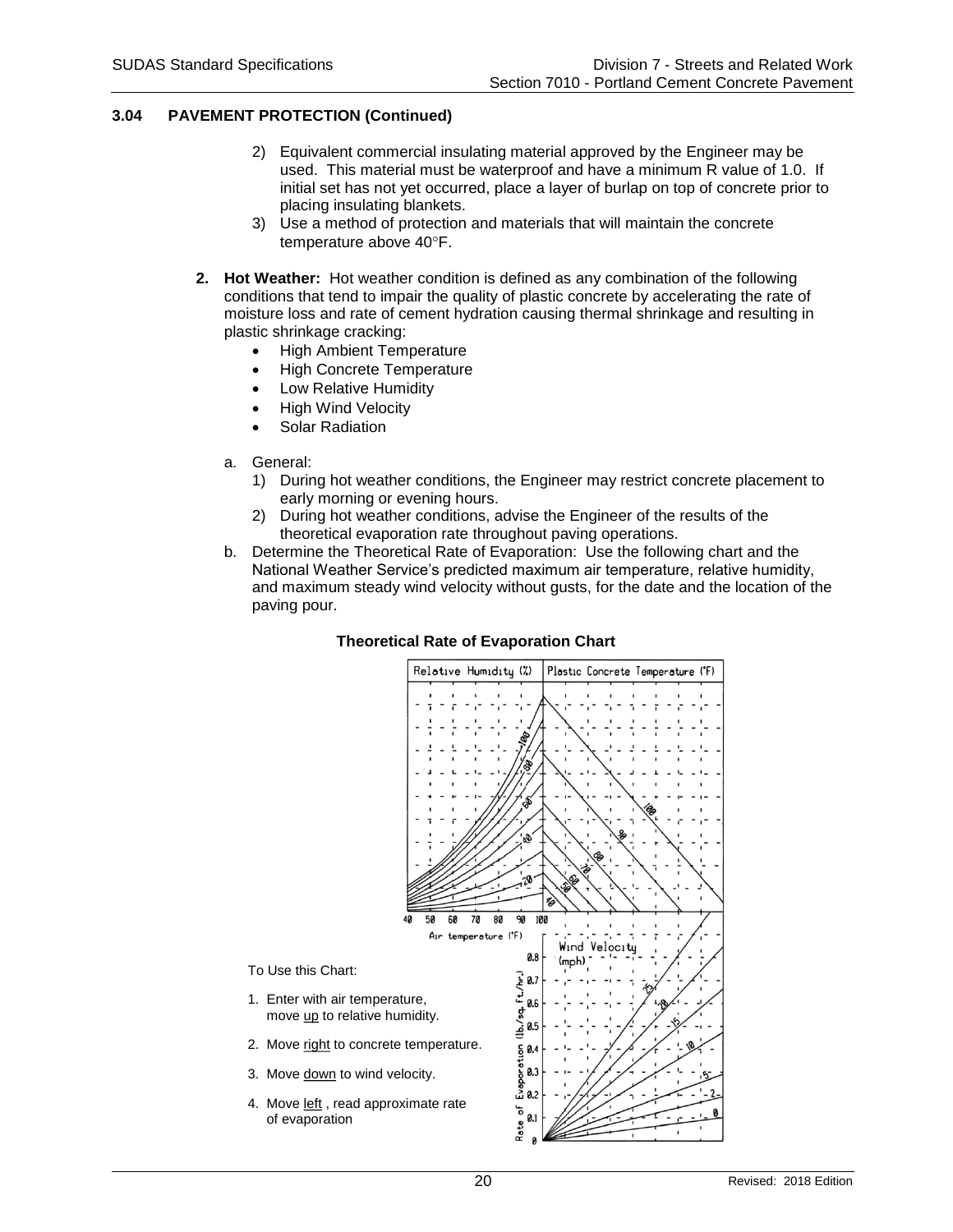### 3.04 PAVEMENT PROTECTION (Continued)

2) Equivalent commercial insulating material approved by the Engineer may be used. This material must be waterproof and have a minimum R value of 1.0. If initial set has not yet occurred, place a layer of burlap on top of concrete prior to placing insulating blankets.
3) Use a method of protection and materials that will maintain the concrete temperature above 40°F.

**2. Hot Weather:** Hot weather condition is defined as any combination of the following conditions that tend to impair the quality of plastic concrete by accelerating the rate of moisture loss and rate of cement hydration causing thermal shrinkage and resulting in plastic shrinkage cracking:

- High Ambient Temperature
- High Concrete Temperature
- Low Relative Humidity
- High Wind Velocity
- Solar Radiation

a. General:
   1) During hot weather conditions, the Engineer may restrict concrete placement to early morning or evening hours.
   2) During hot weather conditions, advise the Engineer of the results of the theoretical evaporation rate throughout paving operations.

b. Determine the Theoretical Rate of Evaporation: Use the following chart and the National Weather Service's predicted maximum air temperature, relative humidity, and maximum steady wind velocity without gusts, for the date and the location of the paving pour.

**Theoretical Rate of Evaporation Chart**

To Use this Chart:

1. Enter with air temperature, move up to relative humidity.
2. Move right to concrete temperature.
3. Move down to wind velocity.
4. Move left , read approximate rate of evaporation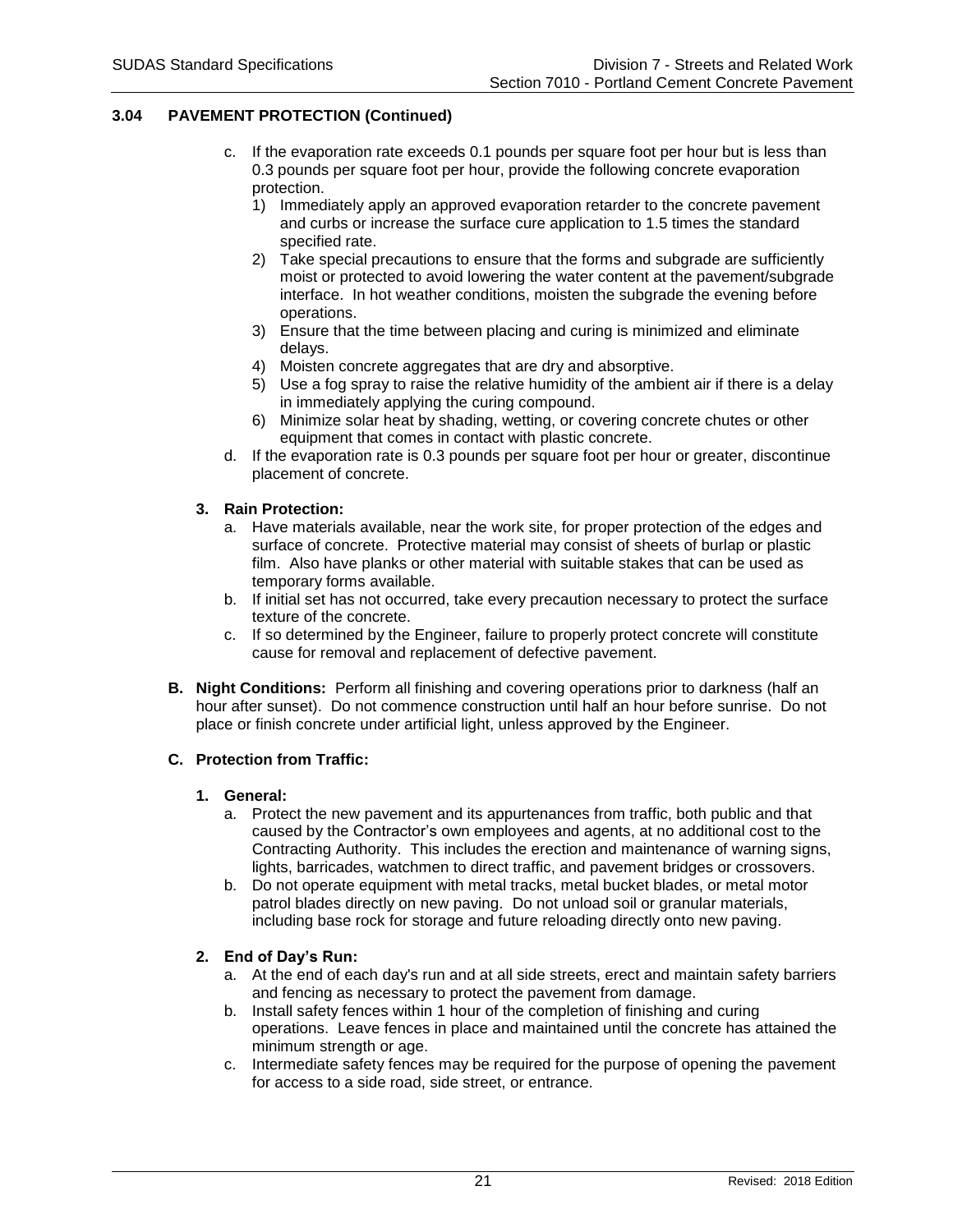## 3.04 PAVEMENT PROTECTION (Continued)

c. If the evaporation rate exceeds 0.1 pounds per square foot per hour but is less than 0.3 pounds per square foot per hour, provide the following concrete evaporation protection.
   1) Immediately apply an approved evaporation retarder to the concrete pavement and curbs or increase the surface cure application to 1.5 times the standard specified rate.
   2) Take special precautions to ensure that the forms and subgrade are sufficiently moist or protected to avoid lowering the water content at the pavement/subgrade interface. In hot weather conditions, moisten the subgrade the evening before operations.
   3) Ensure that the time between placing and curing is minimized and eliminate delays.
   4) Moisten concrete aggregates that are dry and absorptive.
   5) Use a fog spray to raise the relative humidity of the ambient air if there is a delay in immediately applying the curing compound.
   6) Minimize solar heat by shading, wetting, or covering concrete chutes or other equipment that comes in contact with plastic concrete.

d. If the evaporation rate is 0.3 pounds per square foot per hour or greater, discontinue placement of concrete.

**3. Rain Protection:**

a. Have materials available, near the work site, for proper protection of the edges and surface of concrete. Protective material may consist of sheets of burlap or plastic film. Also have planks or other material with suitable stakes that can be used as temporary forms available.

b. If initial set has not occurred, take every precaution necessary to protect the surface texture of the concrete.

c. If so determined by the Engineer, failure to properly protect concrete will constitute cause for removal and replacement of defective pavement.

**B. Night Conditions:** Perform all finishing and covering operations prior to darkness (half an hour after sunset). Do not commence construction until half an hour before sunrise. Do not place or finish concrete under artificial light, unless approved by the Engineer.

**C. Protection from Traffic:**

**1. General:**

a. Protect the new pavement and its appurtenances from traffic, both public and that caused by the Contractor's own employees and agents, at no additional cost to the Contracting Authority. This includes the erection and maintenance of warning signs, lights, barricades, watchmen to direct traffic, and pavement bridges or crossovers.

b. Do not operate equipment with metal tracks, metal bucket blades, or metal motor patrol blades directly on new paving. Do not unload soil or granular materials, including base rock for storage and future reloading directly onto new paving.

**2. End of Day's Run:**

a. At the end of each day's run and at all side streets, erect and maintain safety barriers and fencing as necessary to protect the pavement from damage.

b. Install safety fences within 1 hour of the completion of finishing and curing operations. Leave fences in place and maintained until the concrete has attained the minimum strength or age.

c. Intermediate safety fences may be required for the purpose of opening the pavement for access to a side road, side street, or entrance.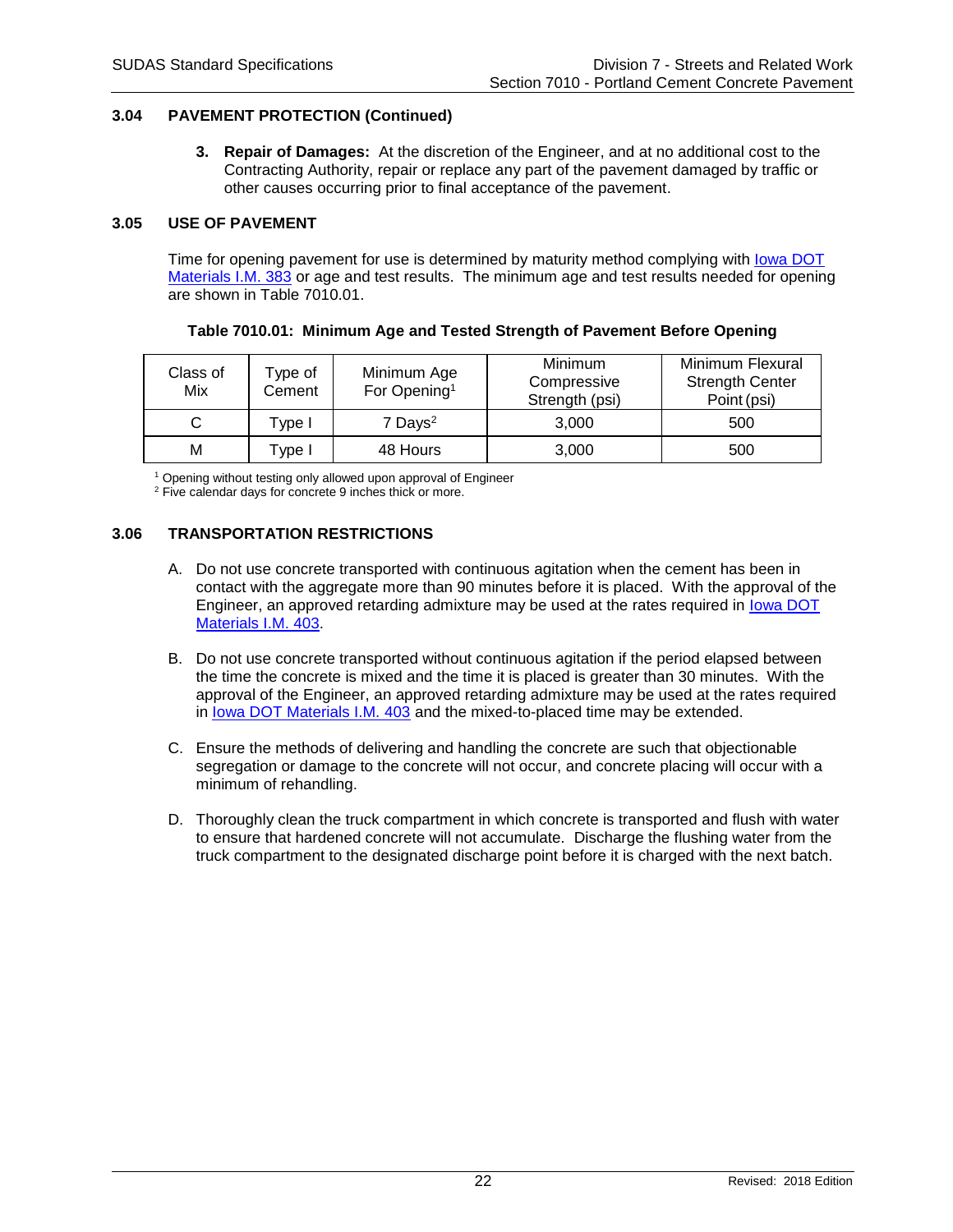## 3.04 PAVEMENT PROTECTION (Continued)

3. **Repair of Damages:** At the discretion of the Engineer, and at no additional cost to the Contracting Authority, repair or replace any part of the pavement damaged by traffic or other causes occurring prior to final acceptance of the pavement.

## 3.05 USE OF PAVEMENT

Time for opening pavement for use is determined by maturity method complying with Iowa DOT Materials I.M. 383 or age and test results. The minimum age and test results needed for opening are shown in Table 7010.01.

**Table 7010.01: Minimum Age and Tested Strength of Pavement Before Opening**

| Class of Mix | Type of Cement | Minimum Age For Opening[1] | Minimum Compressive Strength (psi) | Minimum Flexural Strength Center Point (psi) |
|---|---|---|---|---|
| C | Type I | 7 Days[2] | 3,000 | 500 |
| M | Type I | 48 Hours | 3,000 | 500 |

[1] Opening without testing only allowed upon approval of Engineer
[2] Five calendar days for concrete 9 inches thick or more.

## 3.06 TRANSPORTATION RESTRICTIONS

A. Do not use concrete transported with continuous agitation when the cement has been in contact with the aggregate more than 90 minutes before it is placed. With the approval of the Engineer, an approved retarding admixture may be used at the rates required in Iowa DOT Materials I.M. 403.

B. Do not use concrete transported without continuous agitation if the period elapsed between the time the concrete is mixed and the time it is placed is greater than 30 minutes. With the approval of the Engineer, an approved retarding admixture may be used at the rates required in Iowa DOT Materials I.M. 403 and the mixed-to-placed time may be extended.

C. Ensure the methods of delivering and handling the concrete are such that objectionable segregation or damage to the concrete will not occur, and concrete placing will occur with a minimum of rehandling.

D. Thoroughly clean the truck compartment in which concrete is transported and flush with water to ensure that hardened concrete will not accumulate. Discharge the flushing water from the truck compartment to the designated discharge point before it is charged with the next batch.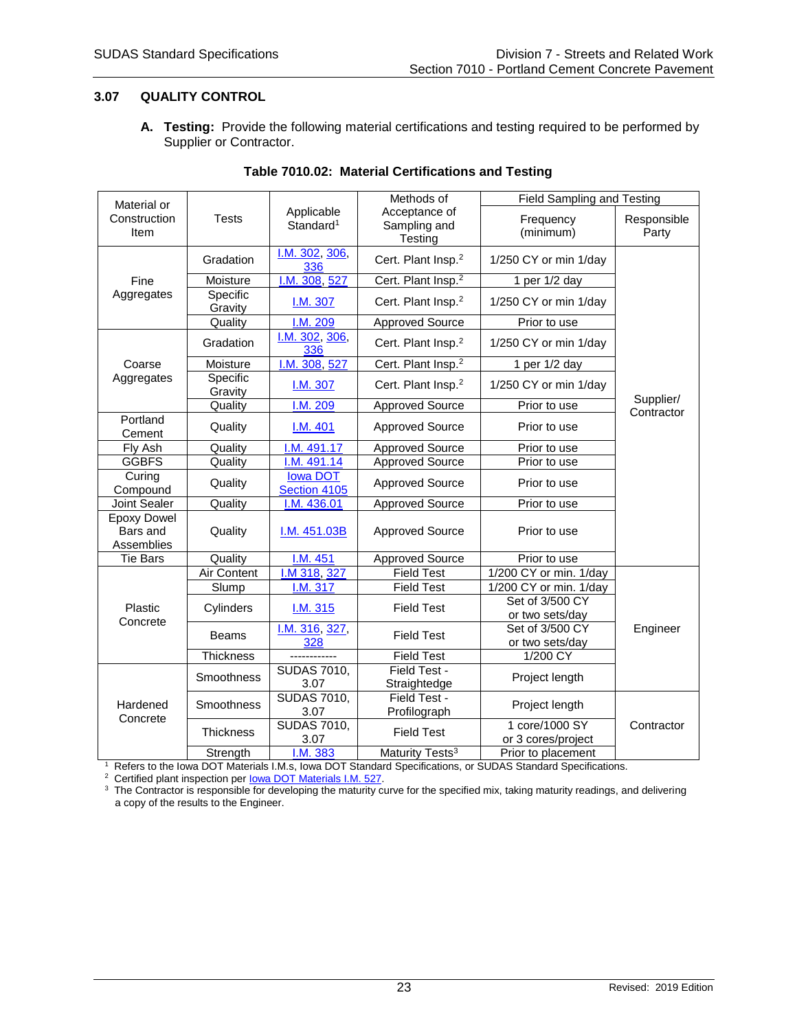## 3.07 QUALITY CONTROL

**A. Testing:** Provide the following material certifications and testing required to be performed by Supplier or Contractor.

**Table 7010.02: Material Certifications and Testing**

| Material or Construction Item | Tests | Applicable Standard[1] | Methods of Acceptance of Sampling and Testing | Field Sampling and Testing | |
|---|---|---|---|---|---|
| | | | | Frequency (minimum) | Responsible Party |
| Fine Aggregates | Gradation | I.M. 302, 306, 336 | Cert. Plant Insp.[2] | 1/250 CY or min 1/day | Supplier/ Contractor |
| | Moisture | I.M. 308, 527 | Cert. Plant Insp.[2] | 1 per 1/2 day | |
| | Specific Gravity | I.M. 307 | Cert. Plant Insp.[2] | 1/250 CY or min 1/day | |
| | Quality | I.M. 209 | Approved Source | Prior to use | |
| Coarse Aggregates | Gradation | I.M. 302, 306, 336 | Cert. Plant Insp.[2] | 1/250 CY or min 1/day | |
| | Moisture | I.M. 308, 527 | Cert. Plant Insp.[2] | 1 per 1/2 day | |
| | Specific Gravity | I.M. 307 | Cert. Plant Insp.[2] | 1/250 CY or min 1/day | |
| | Quality | I.M. 209 | Approved Source | Prior to use | |
| Portland Cement | Quality | I.M. 401 | Approved Source | Prior to use | |
| Fly Ash | Quality | I.M. 491.17 | Approved Source | Prior to use | |
| GGBFS | Quality | I.M. 491.14 | Approved Source | Prior to use | |
| Curing Compound | Quality | Iowa DOT Section 4105 | Approved Source | Prior to use | |
| Joint Sealer | Quality | I.M. 436.01 | Approved Source | Prior to use | |
| Epoxy Dowel Bars and Assemblies | Quality | I.M. 451.03B | Approved Source | Prior to use | |
| Tie Bars | Quality | I.M. 451 | Approved Source | Prior to use | |
| Plastic Concrete | Air Content | I.M 318, 327 | Field Test | 1/200 CY or min. 1/day | Engineer |
| | Slump | I.M. 317 | Field Test | 1/200 CY or min. 1/day | |
| | Cylinders | I.M. 315 | Field Test | Set of 3/500 CY or two sets/day | |
| | Beams | I.M. 316, 327, 328 | Field Test | Set of 3/500 CY or two sets/day | |
| | Thickness | ------------ | Field Test | 1/200 CY | |
| Hardened Concrete | Smoothness | SUDAS 7010, 3.07 | Field Test - Straightedge | Project length | |
| | Smoothness | SUDAS 7010, 3.07 | Field Test - Profilograph | Project length | Contractor |
| | Thickness | SUDAS 7010, 3.07 | Field Test | 1 core/1000 SY or 3 cores/project | |
| | Strength | I.M. 383 | Maturity Tests[3] | Prior to placement | |

[1] Refers to the Iowa DOT Materials I.M.s, Iowa DOT Standard Specifications, or SUDAS Standard Specifications.

[2] Certified plant inspection per Iowa DOT Materials I.M. 527.

[3] The Contractor is responsible for developing the maturity curve for the specified mix, taking maturity readings, and delivering a copy of the results to the Engineer.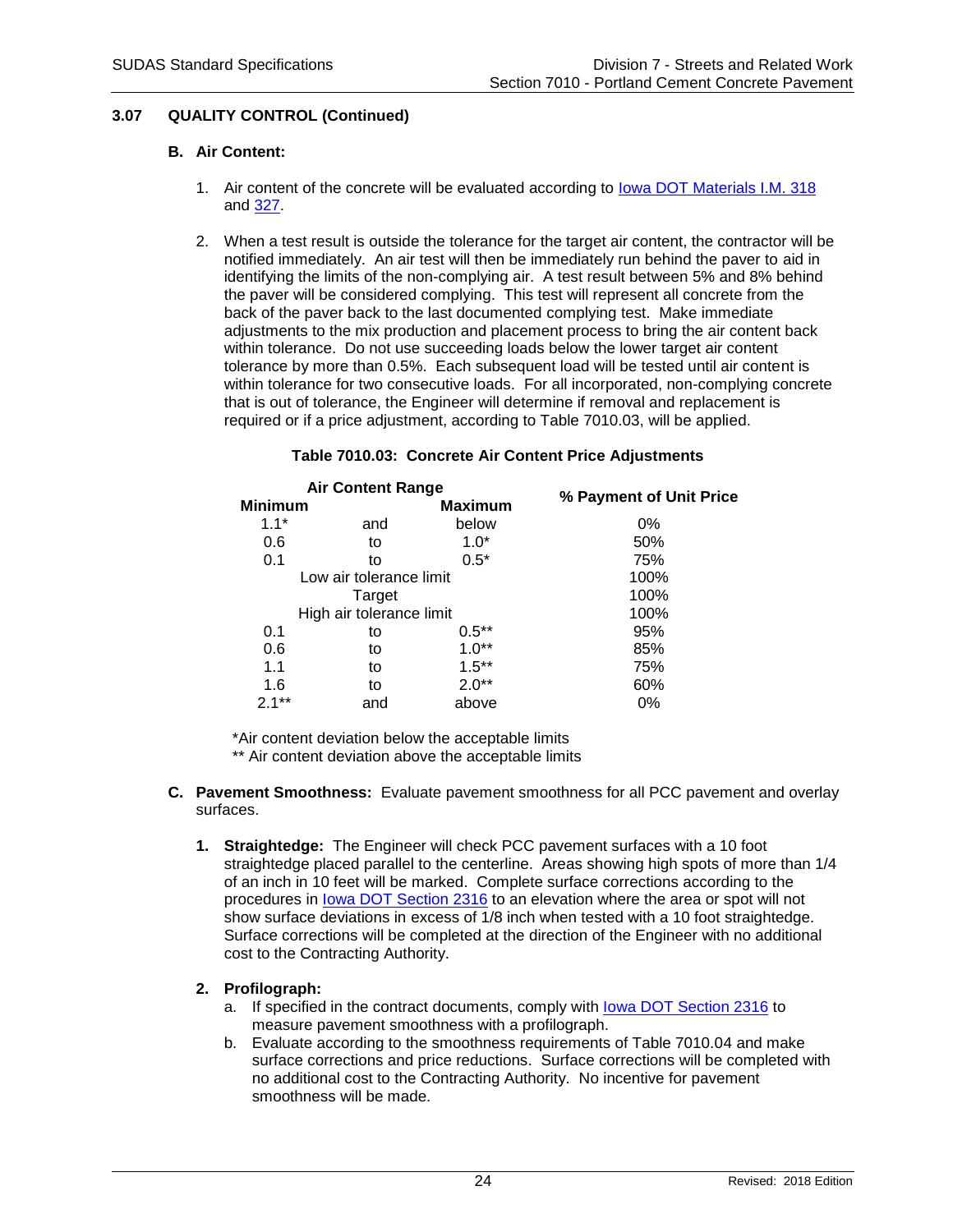### 3.07 QUALITY CONTROL (Continued)

**B. Air Content:**

1. Air content of the concrete will be evaluated according to Iowa DOT Materials I.M. 318 and 327.

2. When a test result is outside the tolerance for the target air content, the contractor will be notified immediately. An air test will then be immediately run behind the paver to aid in identifying the limits of the non-complying air. A test result between 5% and 8% behind the paver will be considered complying. This test will represent all concrete from the back of the paver back to the last documented complying test. Make immediate adjustments to the mix production and placement process to bring the air content back within tolerance. Do not use succeeding loads below the lower target air content tolerance by more than 0.5%. Each subsequent load will be tested until air content is within tolerance for two consecutive loads. For all incorporated, non-complying concrete that is out of tolerance, the Engineer will determine if removal and replacement is required or if a price adjustment, according to Table 7010.03, will be applied.

**Table 7010.03: Concrete Air Content Price Adjustments**

| Air Content Range | | | % Payment of Unit Price |
|---|---|---|---|
| **Minimum** | | **Maximum** | |
| 1.1* | and | below | 0% |
| 0.6 | to | 1.0* | 50% |
| 0.1 | to | 0.5* | 75% |
| Low air tolerance limit | | | 100% |
| Target | | | 100% |
| High air tolerance limit | | | 100% |
| 0.1 | to | 0.5** | 95% |
| 0.6 | to | 1.0** | 85% |
| 1.1 | to | 1.5** | 75% |
| 1.6 | to | 2.0** | 60% |
| 2.1** | and | above | 0% |

*Air content deviation below the acceptable limits
** Air content deviation above the acceptable limits

**C. Pavement Smoothness:** Evaluate pavement smoothness for all PCC pavement and overlay surfaces.

1. **Straightedge:** The Engineer will check PCC pavement surfaces with a 10 foot straightedge placed parallel to the centerline. Areas showing high spots of more than 1/4 of an inch in 10 feet will be marked. Complete surface corrections according to the procedures in Iowa DOT Section 2316 to an elevation where the area or spot will not show surface deviations in excess of 1/8 inch when tested with a 10 foot straightedge. Surface corrections will be completed at the direction of the Engineer with no additional cost to the Contracting Authority.

2. **Profilograph:**
   a. If specified in the contract documents, comply with Iowa DOT Section 2316 to measure pavement smoothness with a profilograph.
   b. Evaluate according to the smoothness requirements of Table 7010.04 and make surface corrections and price reductions. Surface corrections will be completed with no additional cost to the Contracting Authority. No incentive for pavement smoothness will be made.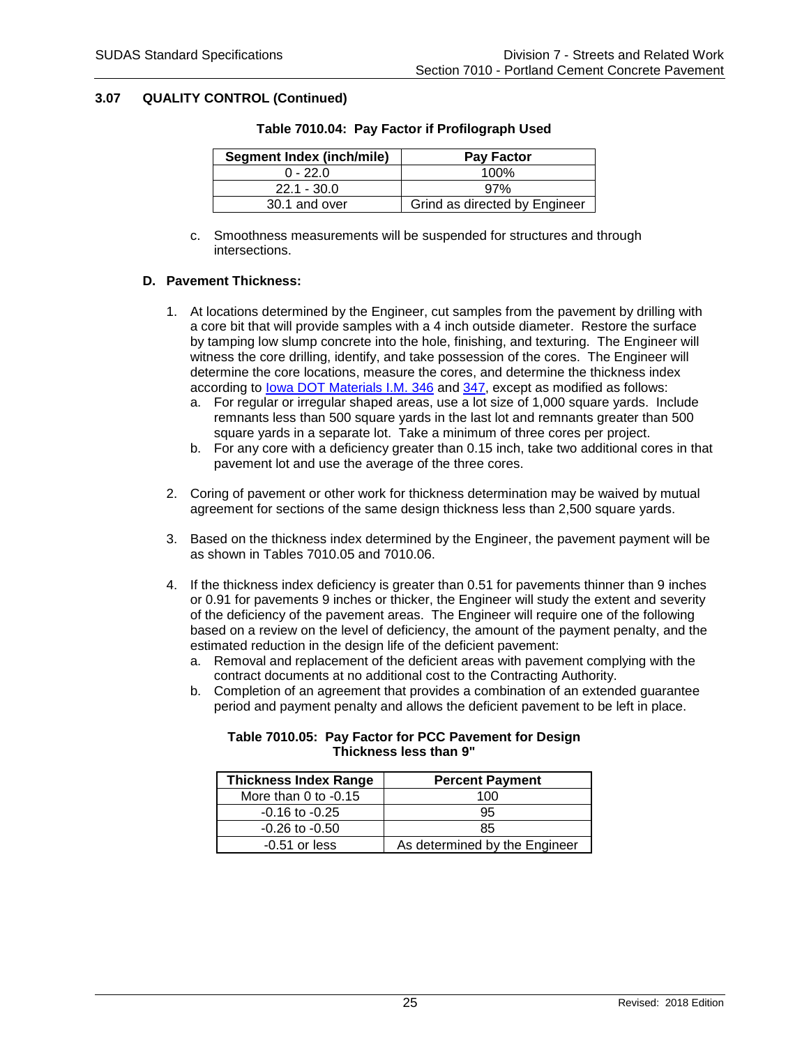## 3.07 QUALITY CONTROL (Continued)

**Table 7010.04: Pay Factor if Profilograph Used**

| Segment Index (inch/mile) | Pay Factor |
|---|---|
| 0 - 22.0 | 100% |
| 22.1 - 30.0 | 97% |
| 30.1 and over | Grind as directed by Engineer |

c. Smoothness measurements will be suspended for structures and through intersections.

### D. Pavement Thickness:

1. At locations determined by the Engineer, cut samples from the pavement by drilling with a core bit that will provide samples with a 4 inch outside diameter. Restore the surface by tamping low slump concrete into the hole, finishing, and texturing. The Engineer will witness the core drilling, identify, and take possession of the cores. The Engineer will determine the core locations, measure the cores, and determine the thickness index according to Iowa DOT Materials I.M. 346 and 347, except as modified as follows:
   a. For regular or irregular shaped areas, use a lot size of 1,000 square yards. Include remnants less than 500 square yards in the last lot and remnants greater than 500 square yards in a separate lot. Take a minimum of three cores per project.
   b. For any core with a deficiency greater than 0.15 inch, take two additional cores in that pavement lot and use the average of the three cores.

2. Coring of pavement or other work for thickness determination may be waived by mutual agreement for sections of the same design thickness less than 2,500 square yards.

3. Based on the thickness index determined by the Engineer, the pavement payment will be as shown in Tables 7010.05 and 7010.06.

4. If the thickness index deficiency is greater than 0.51 for pavements thinner than 9 inches or 0.91 for pavements 9 inches or thicker, the Engineer will study the extent and severity of the deficiency of the pavement areas. The Engineer will require one of the following based on a review on the level of deficiency, the amount of the payment penalty, and the estimated reduction in the design life of the deficient pavement:
   a. Removal and replacement of the deficient areas with pavement complying with the contract documents at no additional cost to the Contracting Authority.
   b. Completion of an agreement that provides a combination of an extended guarantee period and payment penalty and allows the deficient pavement to be left in place.

**Table 7010.05: Pay Factor for PCC Pavement for Design Thickness less than 9"**

| Thickness Index Range | Percent Payment |
|---|---|
| More than 0 to -0.15 | 100 |
| -0.16 to -0.25 | 95 |
| -0.26 to -0.50 | 85 |
| -0.51 or less | As determined by the Engineer |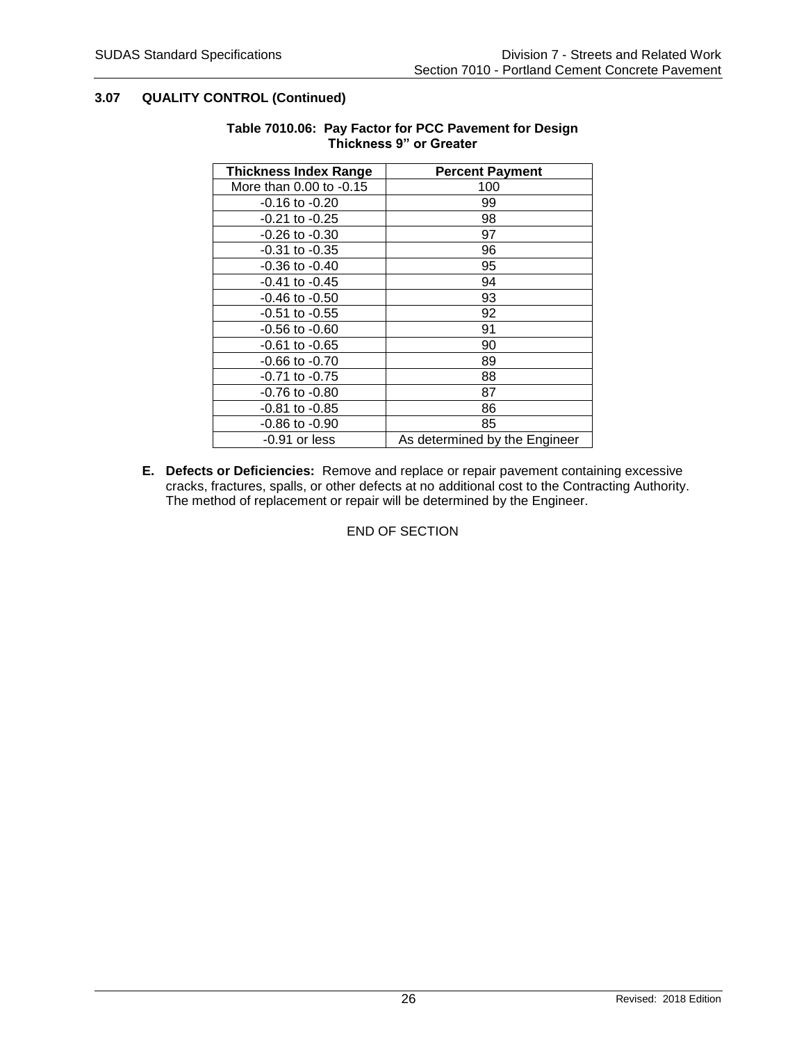### 3.07 QUALITY CONTROL (Continued)

**Table 7010.06: Pay Factor for PCC Pavement for Design Thickness 9" or Greater**

| Thickness Index Range | Percent Payment |
|---|---|
| More than 0.00 to -0.15 | 100 |
| -0.16 to -0.20 | 99 |
| -0.21 to -0.25 | 98 |
| -0.26 to -0.30 | 97 |
| -0.31 to -0.35 | 96 |
| -0.36 to -0.40 | 95 |
| -0.41 to -0.45 | 94 |
| -0.46 to -0.50 | 93 |
| -0.51 to -0.55 | 92 |
| -0.56 to -0.60 | 91 |
| -0.61 to -0.65 | 90 |
| -0.66 to -0.70 | 89 |
| -0.71 to -0.75 | 88 |
| -0.76 to -0.80 | 87 |
| -0.81 to -0.85 | 86 |
| -0.86 to -0.90 | 85 |
| -0.91 or less | As determined by the Engineer |

**E. Defects or Deficiencies:** Remove and replace or repair pavement containing excessive cracks, fractures, spalls, or other defects at no additional cost to the Contracting Authority. The method of replacement or repair will be determined by the Engineer.

END OF SECTION